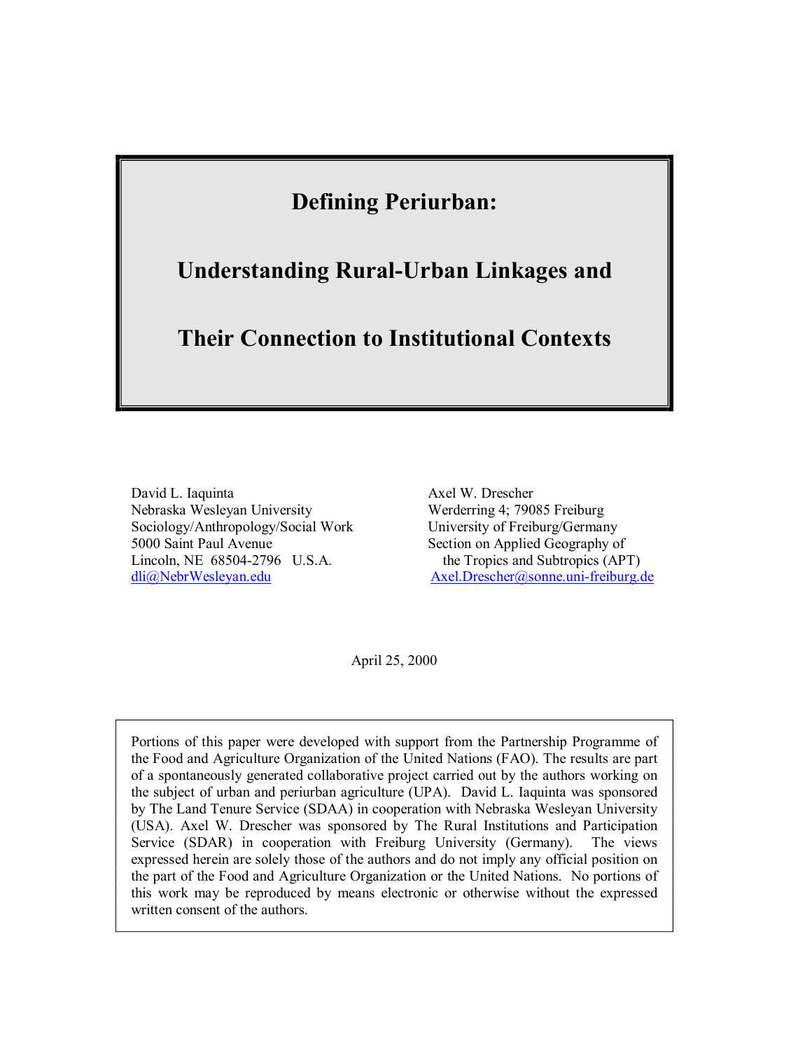# Defining Periurban:

# Understanding Rural-Urban Linkages and Their Connection to Institutional Contexts

David L. Iaquinta
Nebraska Wesleyan University
Sociology/Anthropology/Social Work
5000 Saint Paul Avenue
Lincoln, NE 68504-2796 U.S.A.
dli@NebrWesleyan.edu

Axel W. Drescher
Werderring 4; 79085 Freiburg
University of Freiburg/Germany
Section on Applied Geography of the Tropics and Subtropics (APT)
Axel.Drescher@sonne.uni-freiburg.de

April 25, 2000

Portions of this paper were developed with support from the Partnership Programme of the Food and Agriculture Organization of the United Nations (FAO). The results are part of a spontaneously generated collaborative project carried out by the authors working on the subject of urban and periurban agriculture (UPA). David L. Iaquinta was sponsored by The Land Tenure Service (SDAA) in cooperation with Nebraska Wesleyan University (USA). Axel W. Drescher was sponsored by The Rural Institutions and Participation Service (SDAR) in cooperation with Freiburg University (Germany). The views expressed herein are solely those of the authors and do not imply any official position on the part of the Food and Agriculture Organization or the United Nations. No portions of this work may be reproduced by means electronic or otherwise without the expressed written consent of the authors.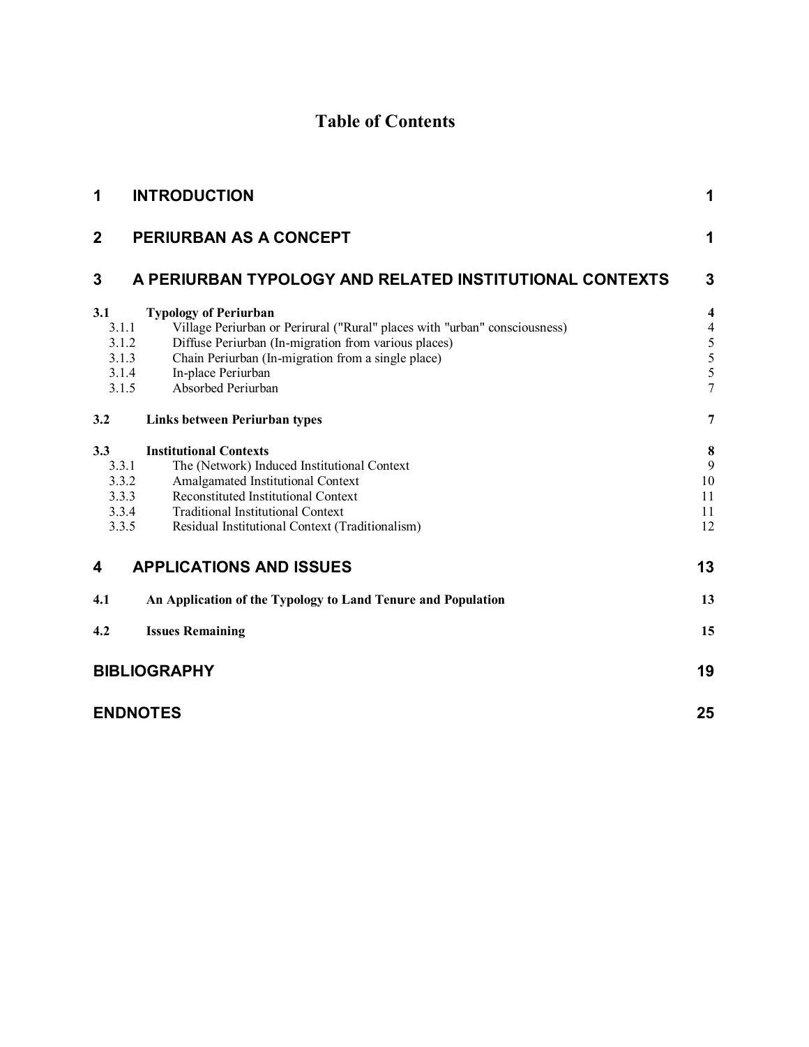# Table of Contents

| | | |
|---|---|---|
| **1** | **INTRODUCTION** | **1** |
| **2** | **PERIURBAN AS A CONCEPT** | **1** |
| **3** | **A PERIURBAN TYPOLOGY AND RELATED INSTITUTIONAL CONTEXTS** | **3** |
| **3.1** | **Typology of Periurban** | **4** |
| 3.1.1 | Village Periurban or Perirural ("Rural" places with "urban" consciousness) | 4 |
| 3.1.2 | Diffuse Periurban (In-migration from various places) | 5 |
| 3.1.3 | Chain Periurban (In-migration from a single place) | 5 |
| 3.1.4 | In-place Periurban | 5 |
| 3.1.5 | Absorbed Periurban | 7 |
| **3.2** | **Links between Periurban types** | **7** |
| **3.3** | **Institutional Contexts** | **8** |
| 3.3.1 | The (Network) Induced Institutional Context | 9 |
| 3.3.2 | Amalgamated Institutional Context | 10 |
| 3.3.3 | Reconstituted Institutional Context | 11 |
| 3.3.4 | Traditional Institutional Context | 11 |
| 3.3.5 | Residual Institutional Context (Traditionalism) | 12 |
| **4** | **APPLICATIONS AND ISSUES** | **13** |
| **4.1** | **An Application of the Typology to Land Tenure and Population** | **13** |
| **4.2** | **Issues Remaining** | **15** |
| | **BIBLIOGRAPHY** | **19** |
| | **ENDNOTES** | **25** |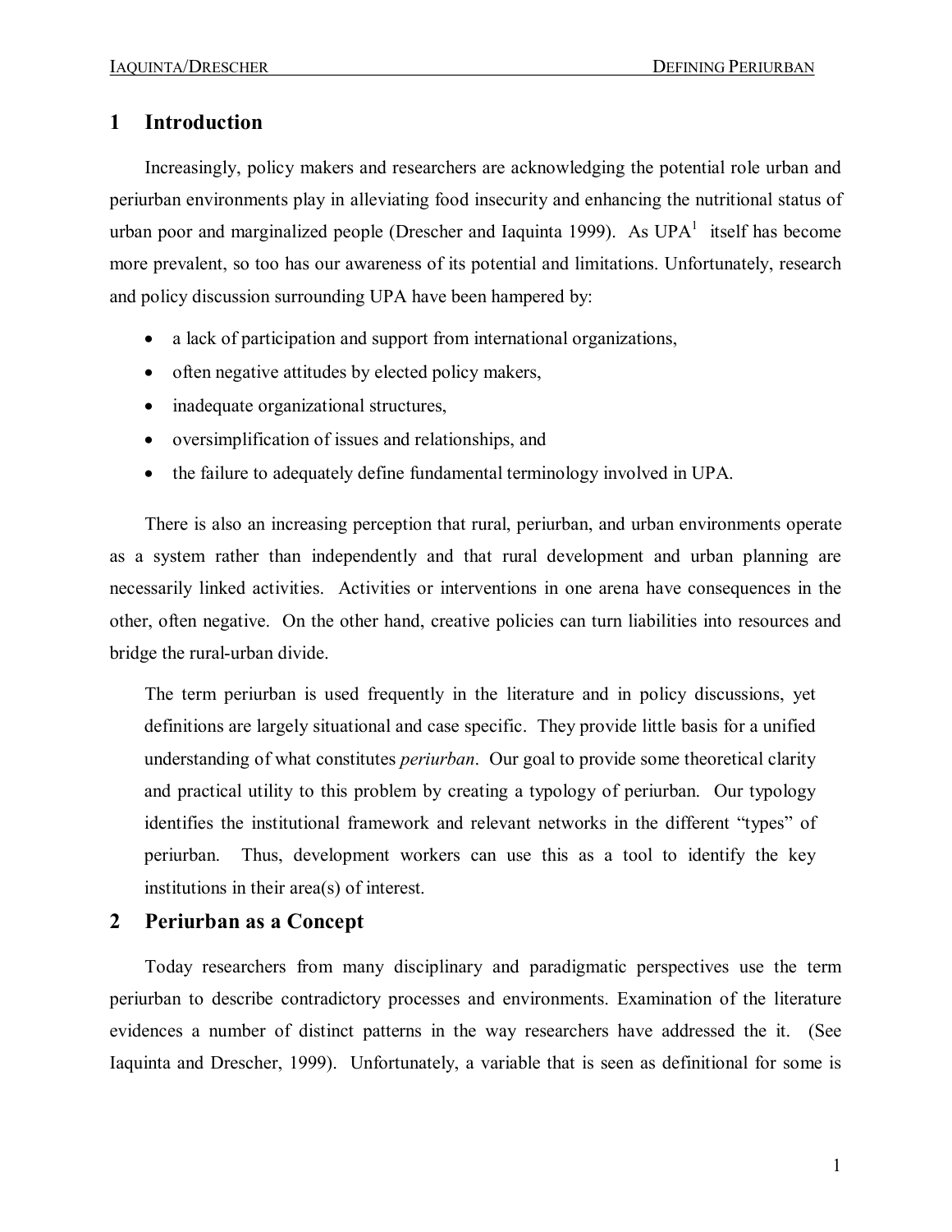# 1 Introduction

Increasingly, policy makers and researchers are acknowledging the potential role urban and periurban environments play in alleviating food insecurity and enhancing the nutritional status of urban poor and marginalized people (Drescher and Iaquinta 1999). As UPA[1] itself has become more prevalent, so too has our awareness of its potential and limitations. Unfortunately, research and policy discussion surrounding UPA have been hampered by:

- a lack of participation and support from international organizations,
- often negative attitudes by elected policy makers,
- inadequate organizational structures,
- oversimplification of issues and relationships, and
- the failure to adequately define fundamental terminology involved in UPA.

There is also an increasing perception that rural, periurban, and urban environments operate as a system rather than independently and that rural development and urban planning are necessarily linked activities. Activities or interventions in one arena have consequences in the other, often negative. On the other hand, creative policies can turn liabilities into resources and bridge the rural-urban divide.

> The term periurban is used frequently in the literature and in policy discussions, yet definitions are largely situational and case specific. They provide little basis for a unified understanding of what constitutes *periurban*. Our goal to provide some theoretical clarity and practical utility to this problem by creating a typology of periurban. Our typology identifies the institutional framework and relevant networks in the different "types" of periurban. Thus, development workers can use this as a tool to identify the key institutions in their area(s) of interest.

# 2 Periurban as a Concept

Today researchers from many disciplinary and paradigmatic perspectives use the term periurban to describe contradictory processes and environments. Examination of the literature evidences a number of distinct patterns in the way researchers have addressed the it. (See Iaquinta and Drescher, 1999). Unfortunately, a variable that is seen as definitional for some is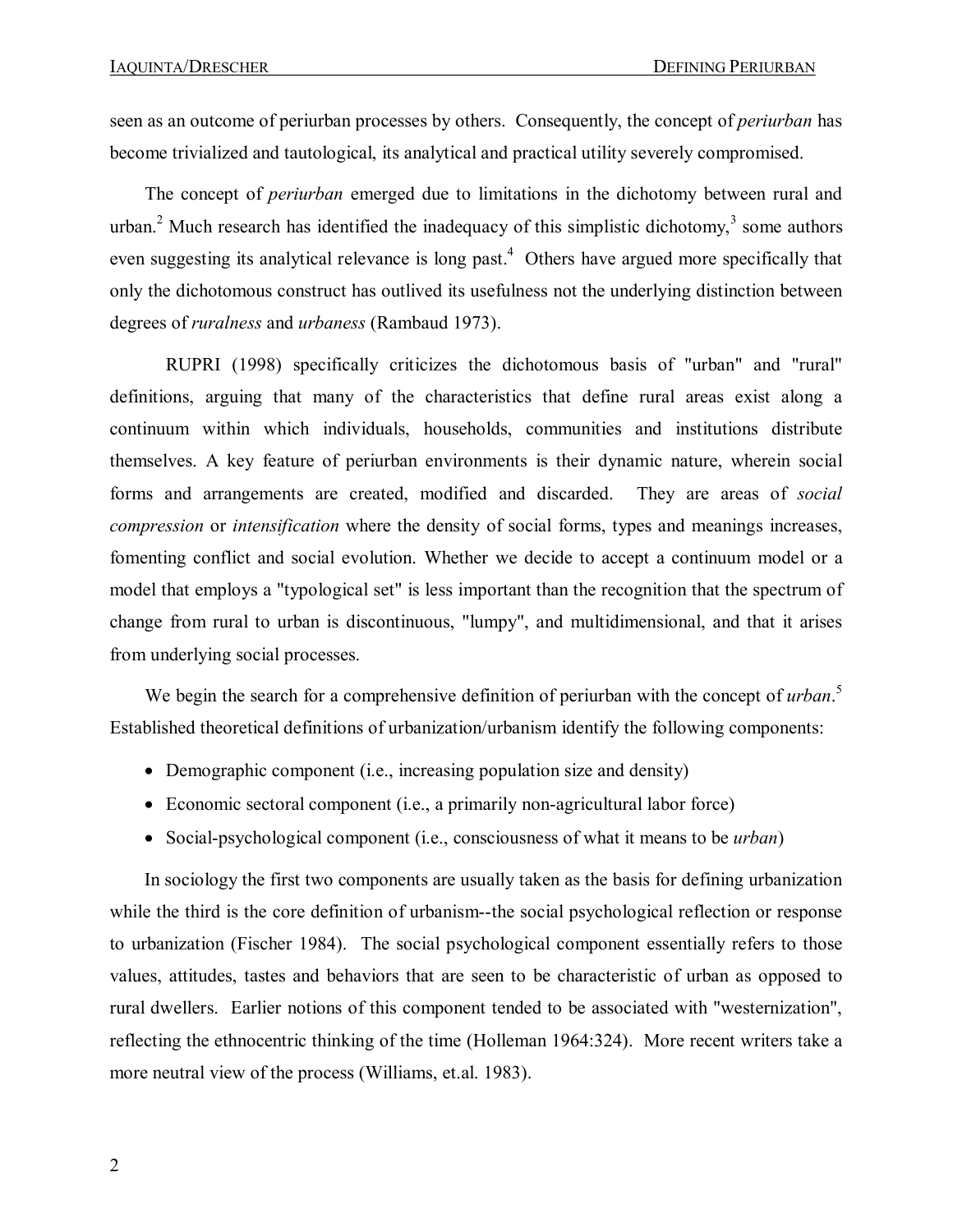seen as an outcome of periurban processes by others. Consequently, the concept of *periurban* has become trivialized and tautological, its analytical and practical utility severely compromised.

The concept of *periurban* emerged due to limitations in the dichotomy between rural and urban.[2] Much research has identified the inadequacy of this simplistic dichotomy,[3] some authors even suggesting its analytical relevance is long past.[4] Others have argued more specifically that only the dichotomous construct has outlived its usefulness not the underlying distinction between degrees of *ruralness* and *urbaness* (Rambaud 1973).

RUPRI (1998) specifically criticizes the dichotomous basis of "urban" and "rural" definitions, arguing that many of the characteristics that define rural areas exist along a continuum within which individuals, households, communities and institutions distribute themselves. A key feature of periurban environments is their dynamic nature, wherein social forms and arrangements are created, modified and discarded. They are areas of *social compression* or *intensification* where the density of social forms, types and meanings increases, fomenting conflict and social evolution. Whether we decide to accept a continuum model or a model that employs a "typological set" is less important than the recognition that the spectrum of change from rural to urban is discontinuous, "lumpy", and multidimensional, and that it arises from underlying social processes.

We begin the search for a comprehensive definition of periurban with the concept of *urban*.[5] Established theoretical definitions of urbanization/urbanism identify the following components:

- Demographic component (i.e., increasing population size and density)
- Economic sectoral component (i.e., a primarily non-agricultural labor force)
- Social-psychological component (i.e., consciousness of what it means to be *urban*)

In sociology the first two components are usually taken as the basis for defining urbanization while the third is the core definition of urbanism--the social psychological reflection or response to urbanization (Fischer 1984). The social psychological component essentially refers to those values, attitudes, tastes and behaviors that are seen to be characteristic of urban as opposed to rural dwellers. Earlier notions of this component tended to be associated with "westernization", reflecting the ethnocentric thinking of the time (Holleman 1964:324). More recent writers take a more neutral view of the process (Williams, et.al. 1983).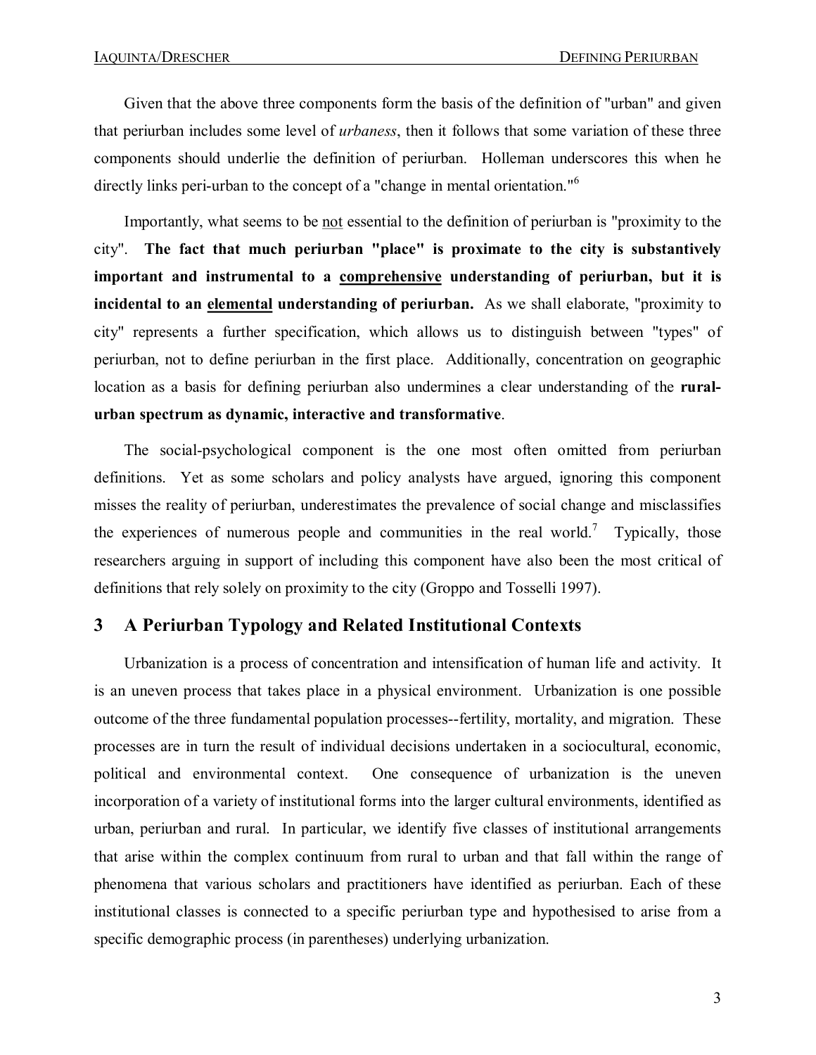Given that the above three components form the basis of the definition of "urban" and given that periurban includes some level of *urbaness*, then it follows that some variation of these three components should underlie the definition of periurban. Holleman underscores this when he directly links peri-urban to the concept of a "change in mental orientation."[6]

Importantly, what seems to be not essential to the definition of periurban is "proximity to the city". **The fact that much periurban "place" is proximate to the city is substantively important and instrumental to a comprehensive understanding of periurban, but it is incidental to an elemental understanding of periurban.** As we shall elaborate, "proximity to city" represents a further specification, which allows us to distinguish between "types" of periurban, not to define periurban in the first place. Additionally, concentration on geographic location as a basis for defining periurban also undermines a clear understanding of the **rural-urban spectrum as dynamic, interactive and transformative**.

The social-psychological component is the one most often omitted from periurban definitions. Yet as some scholars and policy analysts have argued, ignoring this component misses the reality of periurban, underestimates the prevalence of social change and misclassifies the experiences of numerous people and communities in the real world.[7] Typically, those researchers arguing in support of including this component have also been the most critical of definitions that rely solely on proximity to the city (Groppo and Tosselli 1997).

## 3 A Periurban Typology and Related Institutional Contexts

Urbanization is a process of concentration and intensification of human life and activity. It is an uneven process that takes place in a physical environment. Urbanization is one possible outcome of the three fundamental population processes--fertility, mortality, and migration. These processes are in turn the result of individual decisions undertaken in a sociocultural, economic, political and environmental context. One consequence of urbanization is the uneven incorporation of a variety of institutional forms into the larger cultural environments, identified as urban, periurban and rural. In particular, we identify five classes of institutional arrangements that arise within the complex continuum from rural to urban and that fall within the range of phenomena that various scholars and practitioners have identified as periurban. Each of these institutional classes is connected to a specific periurban type and hypothesised to arise from a specific demographic process (in parentheses) underlying urbanization.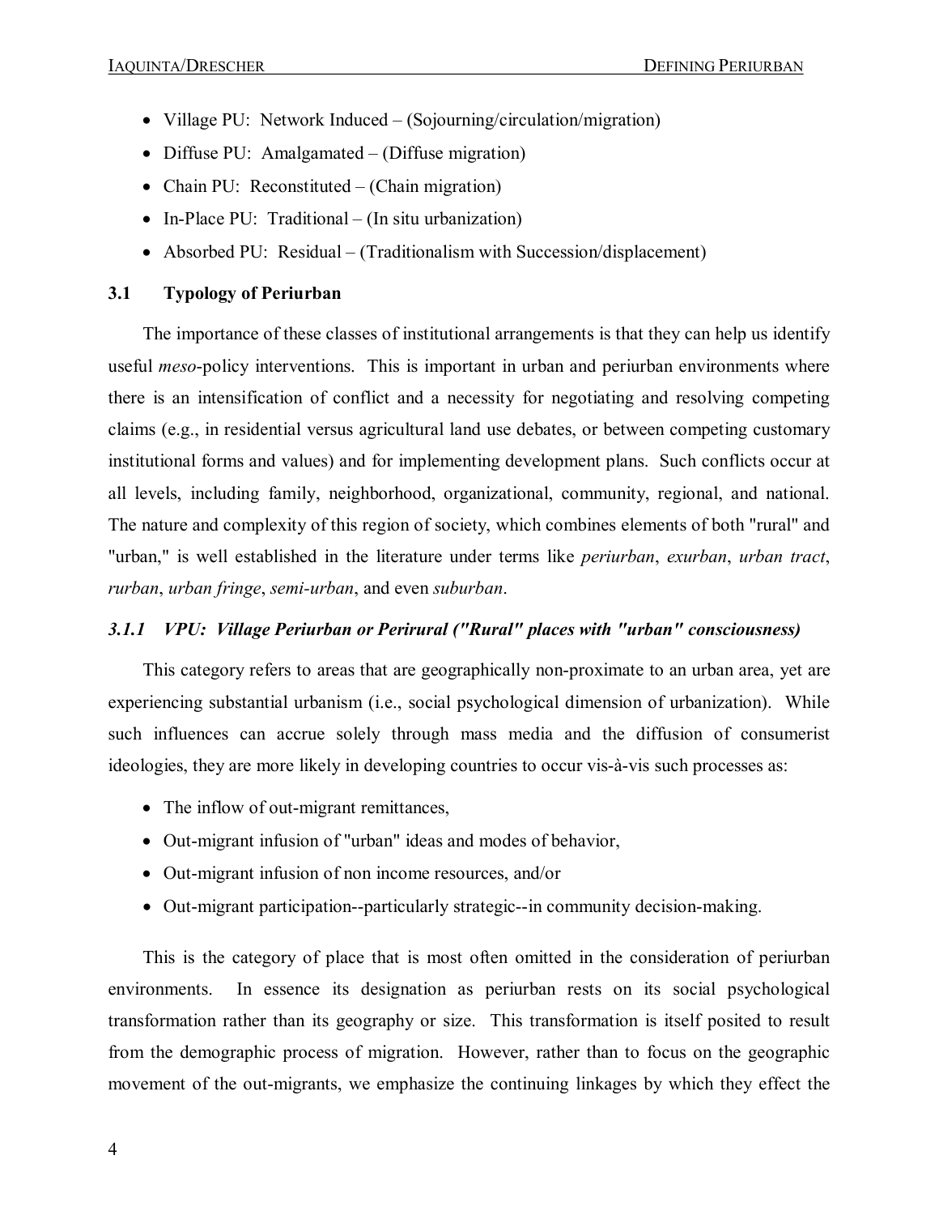- Village PU: Network Induced – (Sojourning/circulation/migration)
- Diffuse PU: Amalgamated – (Diffuse migration)
- Chain PU: Reconstituted – (Chain migration)
- In-Place PU: Traditional – (In situ urbanization)
- Absorbed PU: Residual – (Traditionalism with Succession/displacement)

## 3.1 Typology of Periurban

The importance of these classes of institutional arrangements is that they can help us identify useful *meso*-policy interventions. This is important in urban and periurban environments where there is an intensification of conflict and a necessity for negotiating and resolving competing claims (e.g., in residential versus agricultural land use debates, or between competing customary institutional forms and values) and for implementing development plans. Such conflicts occur at all levels, including family, neighborhood, organizational, community, regional, and national. The nature and complexity of this region of society, which combines elements of both "rural" and "urban," is well established in the literature under terms like *periurban*, *exurban*, *urban tract*, *rurban*, *urban fringe*, *semi-urban*, and even *suburban*.

### *3.1.1 VPU: Village Periurban or Perirural ("Rural" places with "urban" consciousness)*

This category refers to areas that are geographically non-proximate to an urban area, yet are experiencing substantial urbanism (i.e., social psychological dimension of urbanization). While such influences can accrue solely through mass media and the diffusion of consumerist ideologies, they are more likely in developing countries to occur vis-à-vis such processes as:

- The inflow of out-migrant remittances,
- Out-migrant infusion of "urban" ideas and modes of behavior,
- Out-migrant infusion of non income resources, and/or
- Out-migrant participation--particularly strategic--in community decision-making.

This is the category of place that is most often omitted in the consideration of periurban environments. In essence its designation as periurban rests on its social psychological transformation rather than its geography or size. This transformation is itself posited to result from the demographic process of migration. However, rather than to focus on the geographic movement of the out-migrants, we emphasize the continuing linkages by which they effect the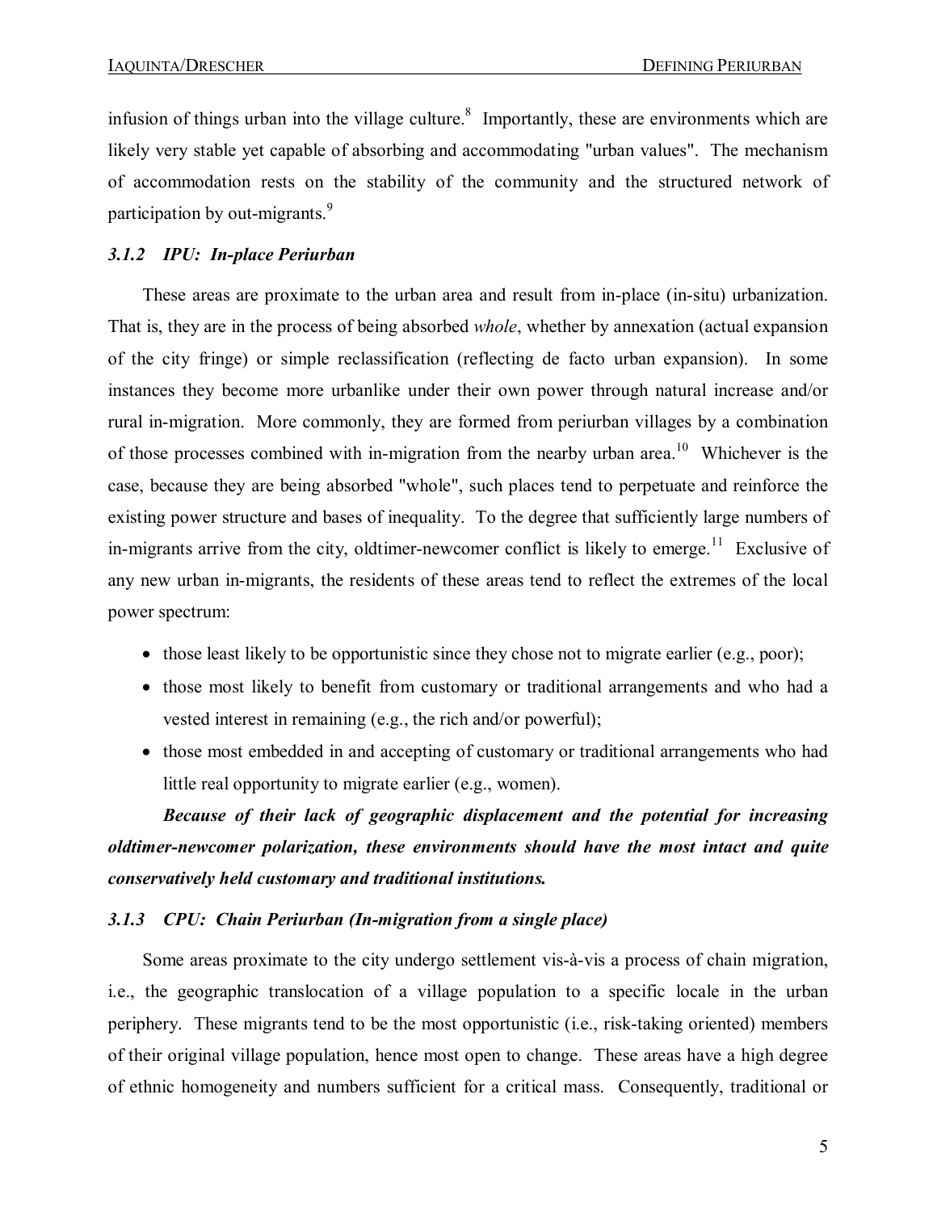infusion of things urban into the village culture.[8] Importantly, these are environments which are likely very stable yet capable of absorbing and accommodating "urban values". The mechanism of accommodation rests on the stability of the community and the structured network of participation by out-migrants.[9]

### *3.1.2 IPU: In-place Periurban*

These areas are proximate to the urban area and result from in-place (in-situ) urbanization. That is, they are in the process of being absorbed *whole*, whether by annexation (actual expansion of the city fringe) or simple reclassification (reflecting de facto urban expansion). In some instances they become more urbanlike under their own power through natural increase and/or rural in-migration. More commonly, they are formed from periurban villages by a combination of those processes combined with in-migration from the nearby urban area.[10] Whichever is the case, because they are being absorbed "whole", such places tend to perpetuate and reinforce the existing power structure and bases of inequality. To the degree that sufficiently large numbers of in-migrants arrive from the city, oldtimer-newcomer conflict is likely to emerge.[11] Exclusive of any new urban in-migrants, the residents of these areas tend to reflect the extremes of the local power spectrum:

- those least likely to be opportunistic since they chose not to migrate earlier (e.g., poor);
- those most likely to benefit from customary or traditional arrangements and who had a vested interest in remaining (e.g., the rich and/or powerful);
- those most embedded in and accepting of customary or traditional arrangements who had little real opportunity to migrate earlier (e.g., women).

***Because of their lack of geographic displacement and the potential for increasing oldtimer-newcomer polarization, these environments should have the most intact and quite conservatively held customary and traditional institutions.***

### *3.1.3 CPU: Chain Periurban (In-migration from a single place)*

Some areas proximate to the city undergo settlement vis-à-vis a process of chain migration, i.e., the geographic translocation of a village population to a specific locale in the urban periphery. These migrants tend to be the most opportunistic (i.e., risk-taking oriented) members of their original village population, hence most open to change. These areas have a high degree of ethnic homogeneity and numbers sufficient for a critical mass. Consequently, traditional or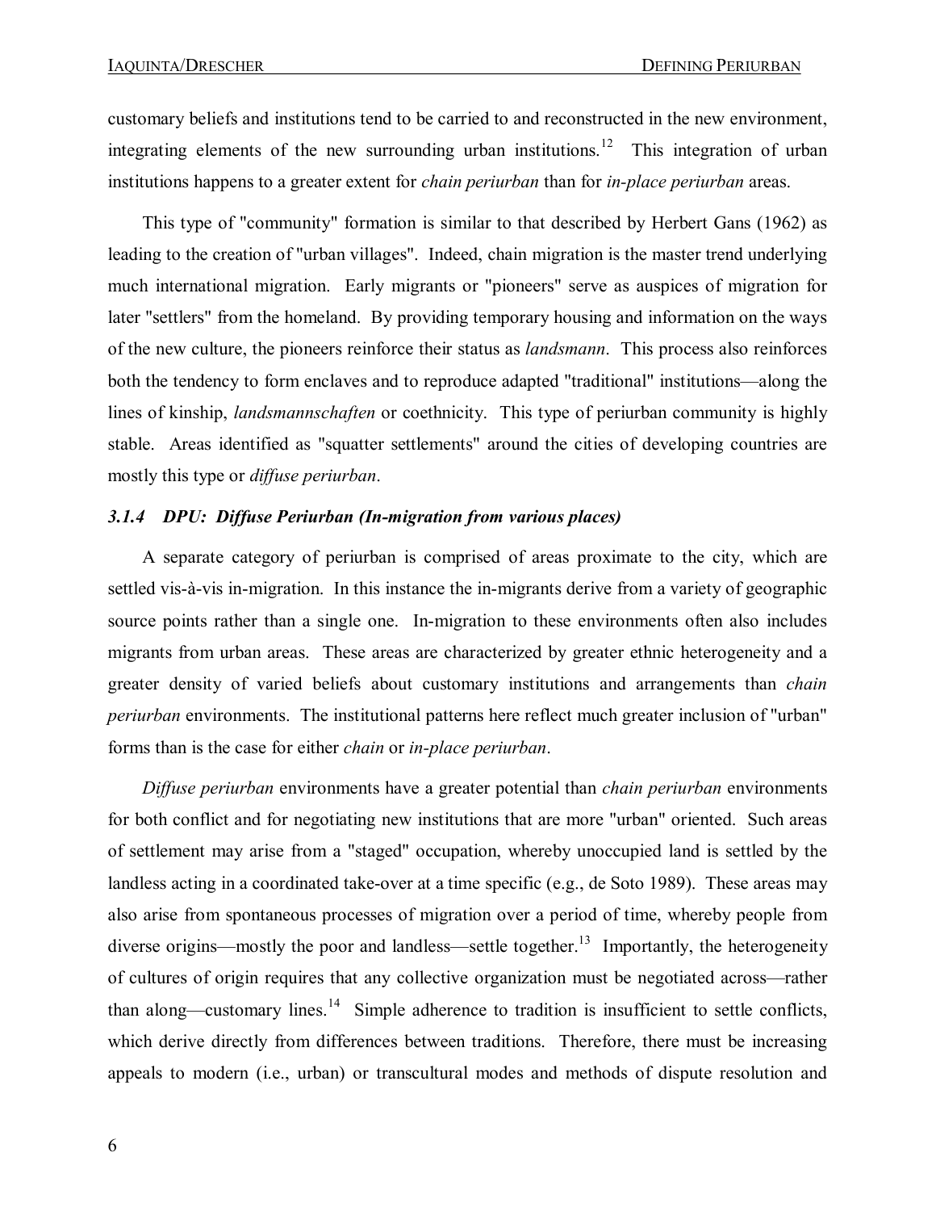customary beliefs and institutions tend to be carried to and reconstructed in the new environment, integrating elements of the new surrounding urban institutions.[12] This integration of urban institutions happens to a greater extent for *chain periurban* than for *in-place periurban* areas.

This type of "community" formation is similar to that described by Herbert Gans (1962) as leading to the creation of "urban villages". Indeed, chain migration is the master trend underlying much international migration. Early migrants or "pioneers" serve as auspices of migration for later "settlers" from the homeland. By providing temporary housing and information on the ways of the new culture, the pioneers reinforce their status as *landsmann*. This process also reinforces both the tendency to form enclaves and to reproduce adapted "traditional" institutions—along the lines of kinship, *landsmannschaften* or coethnicity. This type of periurban community is highly stable. Areas identified as "squatter settlements" around the cities of developing countries are mostly this type or *diffuse periurban*.

#### *3.1.4 DPU: Diffuse Periurban (In-migration from various places)*

A separate category of periurban is comprised of areas proximate to the city, which are settled vis-à-vis in-migration. In this instance the in-migrants derive from a variety of geographic source points rather than a single one. In-migration to these environments often also includes migrants from urban areas. These areas are characterized by greater ethnic heterogeneity and a greater density of varied beliefs about customary institutions and arrangements than *chain periurban* environments. The institutional patterns here reflect much greater inclusion of "urban" forms than is the case for either *chain* or *in-place periurban*.

*Diffuse periurban* environments have a greater potential than *chain periurban* environments for both conflict and for negotiating new institutions that are more "urban" oriented. Such areas of settlement may arise from a "staged" occupation, whereby unoccupied land is settled by the landless acting in a coordinated take-over at a time specific (e.g., de Soto 1989). These areas may also arise from spontaneous processes of migration over a period of time, whereby people from diverse origins—mostly the poor and landless—settle together.[13] Importantly, the heterogeneity of cultures of origin requires that any collective organization must be negotiated across—rather than along—customary lines.[14] Simple adherence to tradition is insufficient to settle conflicts, which derive directly from differences between traditions. Therefore, there must be increasing appeals to modern (i.e., urban) or transcultural modes and methods of dispute resolution and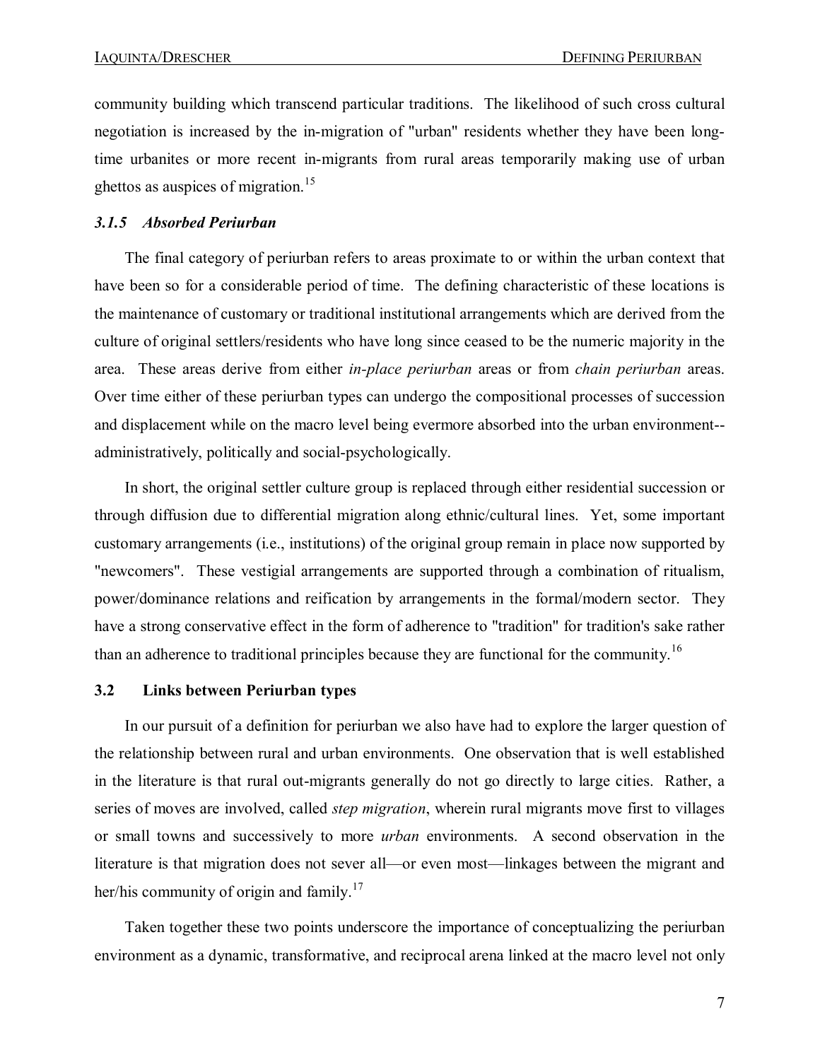community building which transcend particular traditions. The likelihood of such cross cultural negotiation is increased by the in-migration of "urban" residents whether they have been long-time urbanites or more recent in-migrants from rural areas temporarily making use of urban ghettos as auspices of migration.[15]

### *3.1.5 Absorbed Periurban*

The final category of periurban refers to areas proximate to or within the urban context that have been so for a considerable period of time. The defining characteristic of these locations is the maintenance of customary or traditional institutional arrangements which are derived from the culture of original settlers/residents who have long since ceased to be the numeric majority in the area. These areas derive from either *in-place periurban* areas or from *chain periurban* areas. Over time either of these periurban types can undergo the compositional processes of succession and displacement while on the macro level being evermore absorbed into the urban environment--administratively, politically and social-psychologically.

In short, the original settler culture group is replaced through either residential succession or through diffusion due to differential migration along ethnic/cultural lines. Yet, some important customary arrangements (i.e., institutions) of the original group remain in place now supported by "newcomers". These vestigial arrangements are supported through a combination of ritualism, power/dominance relations and reification by arrangements in the formal/modern sector. They have a strong conservative effect in the form of adherence to "tradition" for tradition's sake rather than an adherence to traditional principles because they are functional for the community.[16]

## 3.2 Links between Periurban types

In our pursuit of a definition for periurban we also have had to explore the larger question of the relationship between rural and urban environments. One observation that is well established in the literature is that rural out-migrants generally do not go directly to large cities. Rather, a series of moves are involved, called *step migration*, wherein rural migrants move first to villages or small towns and successively to more *urban* environments. A second observation in the literature is that migration does not sever all—or even most—linkages between the migrant and her/his community of origin and family.[17]

Taken together these two points underscore the importance of conceptualizing the periurban environment as a dynamic, transformative, and reciprocal arena linked at the macro level not only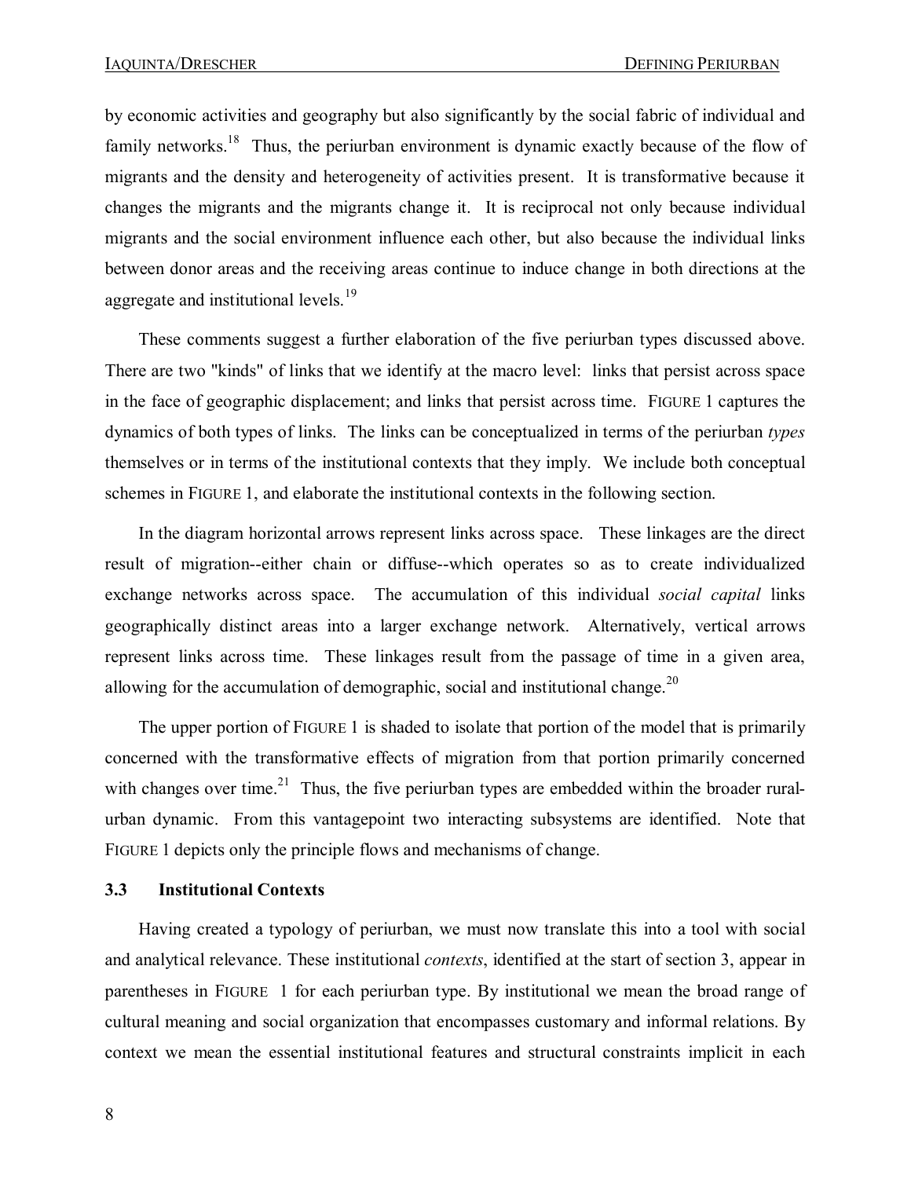by economic activities and geography but also significantly by the social fabric of individual and family networks.[18] Thus, the periurban environment is dynamic exactly because of the flow of migrants and the density and heterogeneity of activities present. It is transformative because it changes the migrants and the migrants change it. It is reciprocal not only because individual migrants and the social environment influence each other, but also because the individual links between donor areas and the receiving areas continue to induce change in both directions at the aggregate and institutional levels.[19]

These comments suggest a further elaboration of the five periurban types discussed above. There are two "kinds" of links that we identify at the macro level: links that persist across space in the face of geographic displacement; and links that persist across time. FIGURE 1 captures the dynamics of both types of links. The links can be conceptualized in terms of the periurban *types* themselves or in terms of the institutional contexts that they imply. We include both conceptual schemes in FIGURE 1, and elaborate the institutional contexts in the following section.

In the diagram horizontal arrows represent links across space. These linkages are the direct result of migration--either chain or diffuse--which operates so as to create individualized exchange networks across space. The accumulation of this individual *social capital* links geographically distinct areas into a larger exchange network. Alternatively, vertical arrows represent links across time. These linkages result from the passage of time in a given area, allowing for the accumulation of demographic, social and institutional change.[20]

The upper portion of FIGURE 1 is shaded to isolate that portion of the model that is primarily concerned with the transformative effects of migration from that portion primarily concerned with changes over time.[21] Thus, the five periurban types are embedded within the broader rural-urban dynamic. From this vantagepoint two interacting subsystems are identified. Note that FIGURE 1 depicts only the principle flows and mechanisms of change.

### 3.3 Institutional Contexts

Having created a typology of periurban, we must now translate this into a tool with social and analytical relevance. These institutional *contexts*, identified at the start of section 3, appear in parentheses in FIGURE 1 for each periurban type. By institutional we mean the broad range of cultural meaning and social organization that encompasses customary and informal relations. By context we mean the essential institutional features and structural constraints implicit in each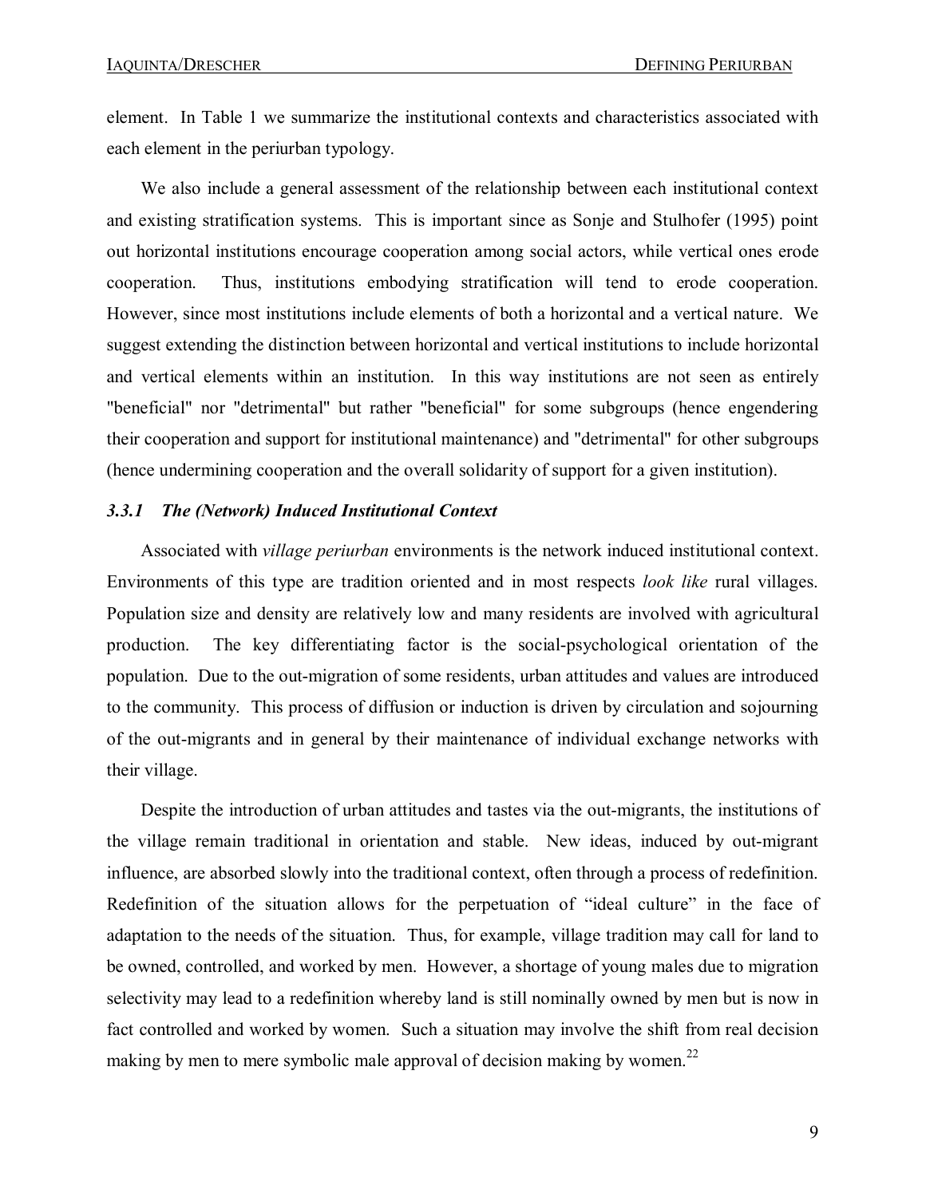element. In Table 1 we summarize the institutional contexts and characteristics associated with each element in the periurban typology.

We also include a general assessment of the relationship between each institutional context and existing stratification systems. This is important since as Sonje and Stulhofer (1995) point out horizontal institutions encourage cooperation among social actors, while vertical ones erode cooperation. Thus, institutions embodying stratification will tend to erode cooperation. However, since most institutions include elements of both a horizontal and a vertical nature. We suggest extending the distinction between horizontal and vertical institutions to include horizontal and vertical elements within an institution. In this way institutions are not seen as entirely "beneficial" nor "detrimental" but rather "beneficial" for some subgroups (hence engendering their cooperation and support for institutional maintenance) and "detrimental" for other subgroups (hence undermining cooperation and the overall solidarity of support for a given institution).

### *3.3.1 The (Network) Induced Institutional Context*

Associated with *village periurban* environments is the network induced institutional context. Environments of this type are tradition oriented and in most respects *look like* rural villages. Population size and density are relatively low and many residents are involved with agricultural production. The key differentiating factor is the social-psychological orientation of the population. Due to the out-migration of some residents, urban attitudes and values are introduced to the community. This process of diffusion or induction is driven by circulation and sojourning of the out-migrants and in general by their maintenance of individual exchange networks with their village.

Despite the introduction of urban attitudes and tastes via the out-migrants, the institutions of the village remain traditional in orientation and stable. New ideas, induced by out-migrant influence, are absorbed slowly into the traditional context, often through a process of redefinition. Redefinition of the situation allows for the perpetuation of "ideal culture" in the face of adaptation to the needs of the situation. Thus, for example, village tradition may call for land to be owned, controlled, and worked by men. However, a shortage of young males due to migration selectivity may lead to a redefinition whereby land is still nominally owned by men but is now in fact controlled and worked by women. Such a situation may involve the shift from real decision making by men to mere symbolic male approval of decision making by women.[22]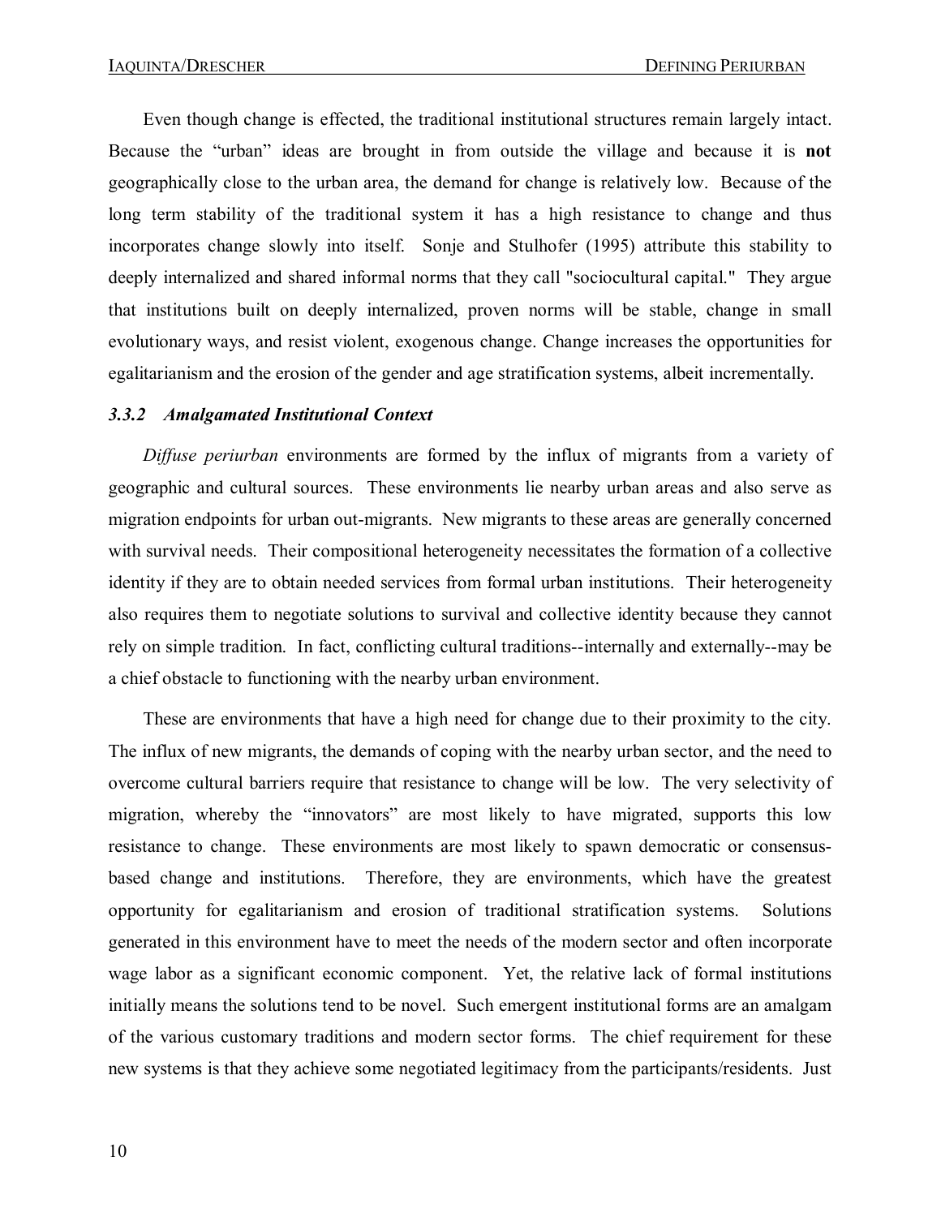Even though change is effected, the traditional institutional structures remain largely intact. Because the "urban" ideas are brought in from outside the village and because it is **not** geographically close to the urban area, the demand for change is relatively low. Because of the long term stability of the traditional system it has a high resistance to change and thus incorporates change slowly into itself. Sonje and Stulhofer (1995) attribute this stability to deeply internalized and shared informal norms that they call "sociocultural capital." They argue that institutions built on deeply internalized, proven norms will be stable, change in small evolutionary ways, and resist violent, exogenous change. Change increases the opportunities for egalitarianism and the erosion of the gender and age stratification systems, albeit incrementally.

### *3.3.2 Amalgamated Institutional Context*

*Diffuse periurban* environments are formed by the influx of migrants from a variety of geographic and cultural sources. These environments lie nearby urban areas and also serve as migration endpoints for urban out-migrants. New migrants to these areas are generally concerned with survival needs. Their compositional heterogeneity necessitates the formation of a collective identity if they are to obtain needed services from formal urban institutions. Their heterogeneity also requires them to negotiate solutions to survival and collective identity because they cannot rely on simple tradition. In fact, conflicting cultural traditions--internally and externally--may be a chief obstacle to functioning with the nearby urban environment.

These are environments that have a high need for change due to their proximity to the city. The influx of new migrants, the demands of coping with the nearby urban sector, and the need to overcome cultural barriers require that resistance to change will be low. The very selectivity of migration, whereby the "innovators" are most likely to have migrated, supports this low resistance to change. These environments are most likely to spawn democratic or consensus-based change and institutions. Therefore, they are environments, which have the greatest opportunity for egalitarianism and erosion of traditional stratification systems. Solutions generated in this environment have to meet the needs of the modern sector and often incorporate wage labor as a significant economic component. Yet, the relative lack of formal institutions initially means the solutions tend to be novel. Such emergent institutional forms are an amalgam of the various customary traditions and modern sector forms. The chief requirement for these new systems is that they achieve some negotiated legitimacy from the participants/residents. Just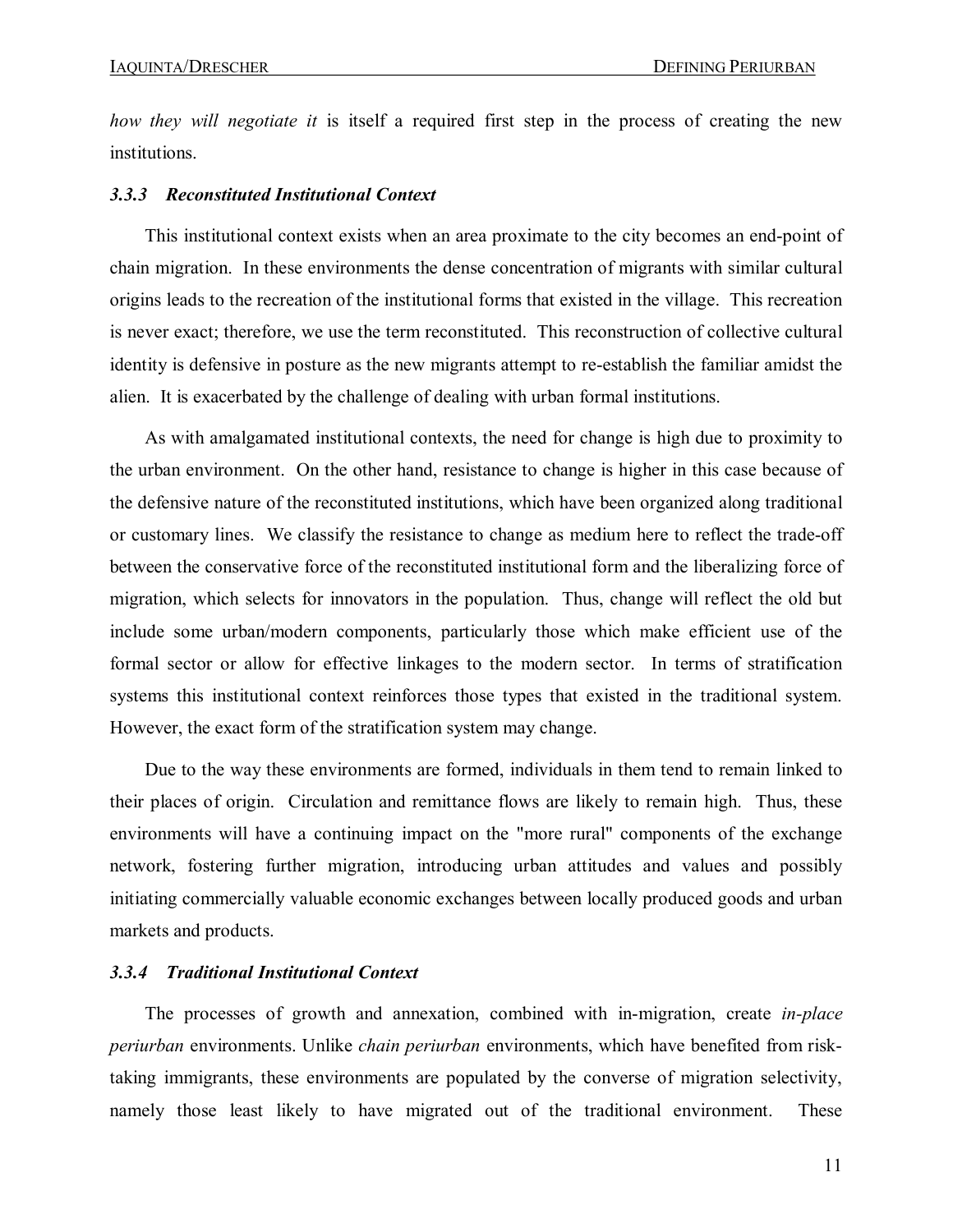*how they will negotiate it* is itself a required first step in the process of creating the new institutions.

### *3.3.3 Reconstituted Institutional Context*

This institutional context exists when an area proximate to the city becomes an end-point of chain migration. In these environments the dense concentration of migrants with similar cultural origins leads to the recreation of the institutional forms that existed in the village. This recreation is never exact; therefore, we use the term reconstituted. This reconstruction of collective cultural identity is defensive in posture as the new migrants attempt to re-establish the familiar amidst the alien. It is exacerbated by the challenge of dealing with urban formal institutions.

As with amalgamated institutional contexts, the need for change is high due to proximity to the urban environment. On the other hand, resistance to change is higher in this case because of the defensive nature of the reconstituted institutions, which have been organized along traditional or customary lines. We classify the resistance to change as medium here to reflect the trade-off between the conservative force of the reconstituted institutional form and the liberalizing force of migration, which selects for innovators in the population. Thus, change will reflect the old but include some urban/modern components, particularly those which make efficient use of the formal sector or allow for effective linkages to the modern sector. In terms of stratification systems this institutional context reinforces those types that existed in the traditional system. However, the exact form of the stratification system may change.

Due to the way these environments are formed, individuals in them tend to remain linked to their places of origin. Circulation and remittance flows are likely to remain high. Thus, these environments will have a continuing impact on the "more rural" components of the exchange network, fostering further migration, introducing urban attitudes and values and possibly initiating commercially valuable economic exchanges between locally produced goods and urban markets and products.

### *3.3.4 Traditional Institutional Context*

The processes of growth and annexation, combined with in-migration, create *in-place periurban* environments. Unlike *chain periurban* environments, which have benefited from risk-taking immigrants, these environments are populated by the converse of migration selectivity, namely those least likely to have migrated out of the traditional environment. These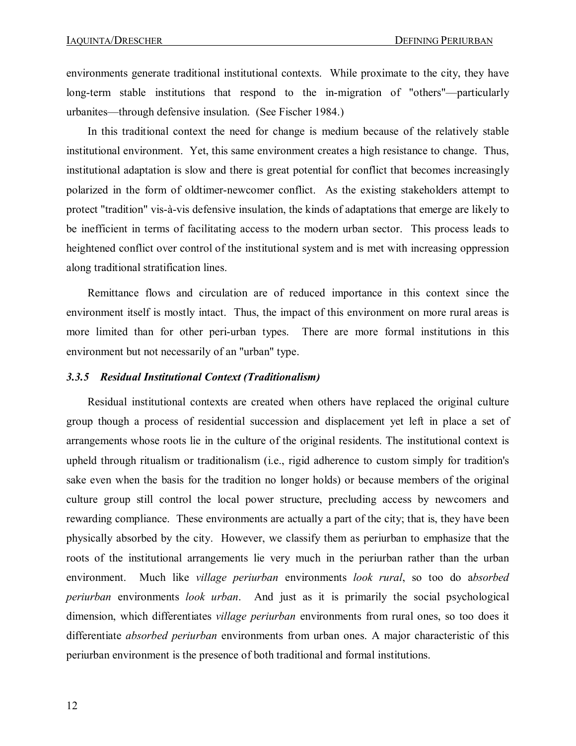environments generate traditional institutional contexts. While proximate to the city, they have long-term stable institutions that respond to the in-migration of "others"—particularly urbanites—through defensive insulation. (See Fischer 1984.)

In this traditional context the need for change is medium because of the relatively stable institutional environment. Yet, this same environment creates a high resistance to change. Thus, institutional adaptation is slow and there is great potential for conflict that becomes increasingly polarized in the form of oldtimer-newcomer conflict. As the existing stakeholders attempt to protect "tradition" vis-à-vis defensive insulation, the kinds of adaptations that emerge are likely to be inefficient in terms of facilitating access to the modern urban sector. This process leads to heightened conflict over control of the institutional system and is met with increasing oppression along traditional stratification lines.

Remittance flows and circulation are of reduced importance in this context since the environment itself is mostly intact. Thus, the impact of this environment on more rural areas is more limited than for other peri-urban types. There are more formal institutions in this environment but not necessarily of an "urban" type.

### *3.3.5 Residual Institutional Context (Traditionalism)*

Residual institutional contexts are created when others have replaced the original culture group though a process of residential succession and displacement yet left in place a set of arrangements whose roots lie in the culture of the original residents. The institutional context is upheld through ritualism or traditionalism (i.e., rigid adherence to custom simply for tradition's sake even when the basis for the tradition no longer holds) or because members of the original culture group still control the local power structure, precluding access by newcomers and rewarding compliance. These environments are actually a part of the city; that is, they have been physically absorbed by the city. However, we classify them as periurban to emphasize that the roots of the institutional arrangements lie very much in the periurban rather than the urban environment. Much like *village periurban* environments *look rural*, so too do a*bsorbed periurban* environments *look urban*. And just as it is primarily the social psychological dimension, which differentiates *village periurban* environments from rural ones, so too does it differentiate *absorbed periurban* environments from urban ones. A major characteristic of this periurban environment is the presence of both traditional and formal institutions.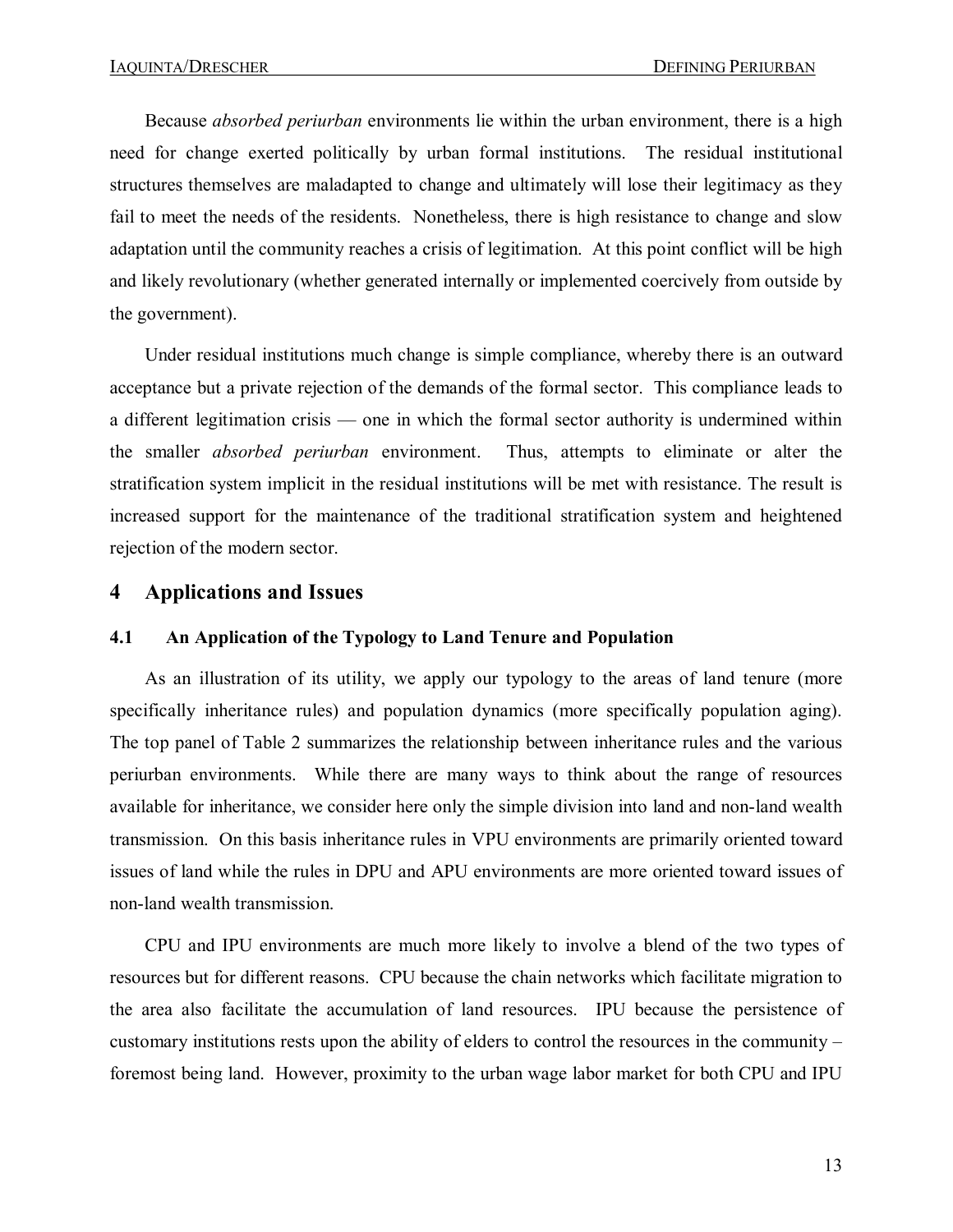Because *absorbed periurban* environments lie within the urban environment, there is a high need for change exerted politically by urban formal institutions. The residual institutional structures themselves are maladapted to change and ultimately will lose their legitimacy as they fail to meet the needs of the residents. Nonetheless, there is high resistance to change and slow adaptation until the community reaches a crisis of legitimation. At this point conflict will be high and likely revolutionary (whether generated internally or implemented coercively from outside by the government).

Under residual institutions much change is simple compliance, whereby there is an outward acceptance but a private rejection of the demands of the formal sector. This compliance leads to a different legitimation crisis — one in which the formal sector authority is undermined within the smaller *absorbed periurban* environment. Thus, attempts to eliminate or alter the stratification system implicit in the residual institutions will be met with resistance. The result is increased support for the maintenance of the traditional stratification system and heightened rejection of the modern sector.

# 4 Applications and Issues

## 4.1 An Application of the Typology to Land Tenure and Population

As an illustration of its utility, we apply our typology to the areas of land tenure (more specifically inheritance rules) and population dynamics (more specifically population aging). The top panel of Table 2 summarizes the relationship between inheritance rules and the various periurban environments. While there are many ways to think about the range of resources available for inheritance, we consider here only the simple division into land and non-land wealth transmission. On this basis inheritance rules in VPU environments are primarily oriented toward issues of land while the rules in DPU and APU environments are more oriented toward issues of non-land wealth transmission.

CPU and IPU environments are much more likely to involve a blend of the two types of resources but for different reasons. CPU because the chain networks which facilitate migration to the area also facilitate the accumulation of land resources. IPU because the persistence of customary institutions rests upon the ability of elders to control the resources in the community – foremost being land. However, proximity to the urban wage labor market for both CPU and IPU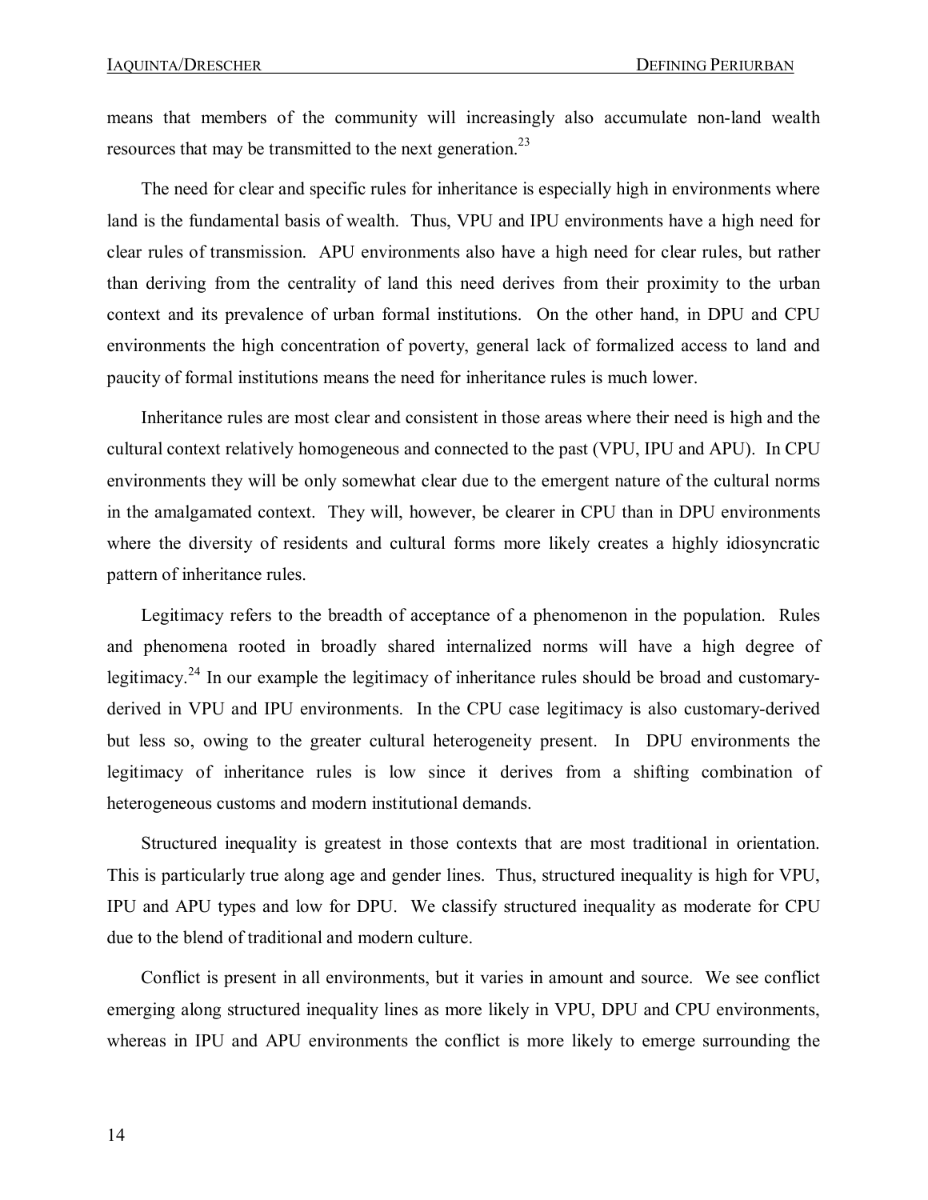means that members of the community will increasingly also accumulate non-land wealth resources that may be transmitted to the next generation.[23]

The need for clear and specific rules for inheritance is especially high in environments where land is the fundamental basis of wealth. Thus, VPU and IPU environments have a high need for clear rules of transmission. APU environments also have a high need for clear rules, but rather than deriving from the centrality of land this need derives from their proximity to the urban context and its prevalence of urban formal institutions. On the other hand, in DPU and CPU environments the high concentration of poverty, general lack of formalized access to land and paucity of formal institutions means the need for inheritance rules is much lower.

Inheritance rules are most clear and consistent in those areas where their need is high and the cultural context relatively homogeneous and connected to the past (VPU, IPU and APU). In CPU environments they will be only somewhat clear due to the emergent nature of the cultural norms in the amalgamated context. They will, however, be clearer in CPU than in DPU environments where the diversity of residents and cultural forms more likely creates a highly idiosyncratic pattern of inheritance rules.

Legitimacy refers to the breadth of acceptance of a phenomenon in the population. Rules and phenomena rooted in broadly shared internalized norms will have a high degree of legitimacy.[24] In our example the legitimacy of inheritance rules should be broad and customary-derived in VPU and IPU environments. In the CPU case legitimacy is also customary-derived but less so, owing to the greater cultural heterogeneity present. In DPU environments the legitimacy of inheritance rules is low since it derives from a shifting combination of heterogeneous customs and modern institutional demands.

Structured inequality is greatest in those contexts that are most traditional in orientation. This is particularly true along age and gender lines. Thus, structured inequality is high for VPU, IPU and APU types and low for DPU. We classify structured inequality as moderate for CPU due to the blend of traditional and modern culture.

Conflict is present in all environments, but it varies in amount and source. We see conflict emerging along structured inequality lines as more likely in VPU, DPU and CPU environments, whereas in IPU and APU environments the conflict is more likely to emerge surrounding the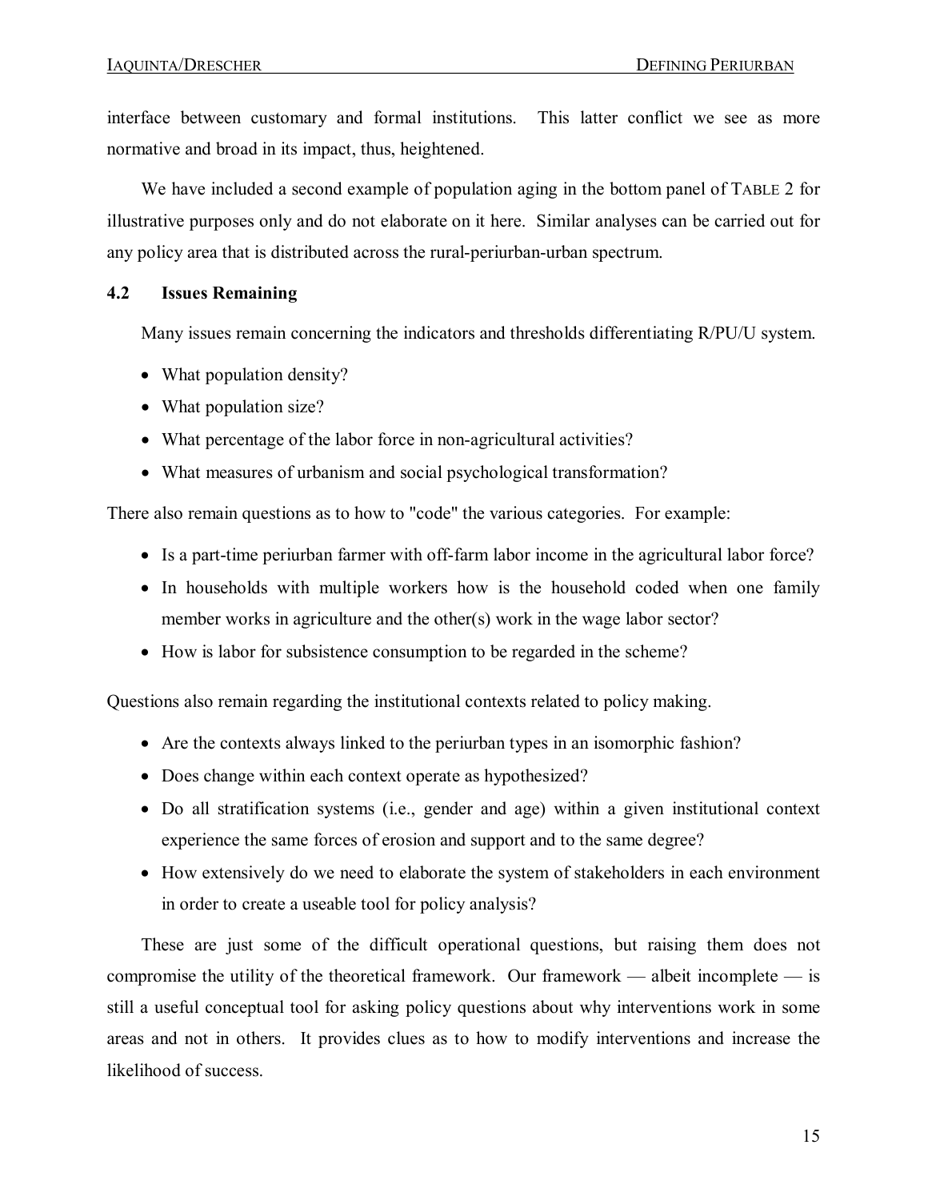interface between customary and formal institutions. This latter conflict we see as more normative and broad in its impact, thus, heightened.

We have included a second example of population aging in the bottom panel of TABLE 2 for illustrative purposes only and do not elaborate on it here. Similar analyses can be carried out for any policy area that is distributed across the rural-periurban-urban spectrum.

### 4.2 Issues Remaining

Many issues remain concerning the indicators and thresholds differentiating R/PU/U system.

- What population density?
- What population size?
- What percentage of the labor force in non-agricultural activities?
- What measures of urbanism and social psychological transformation?

There also remain questions as to how to "code" the various categories. For example:

- Is a part-time periurban farmer with off-farm labor income in the agricultural labor force?
- In households with multiple workers how is the household coded when one family member works in agriculture and the other(s) work in the wage labor sector?
- How is labor for subsistence consumption to be regarded in the scheme?

Questions also remain regarding the institutional contexts related to policy making.

- Are the contexts always linked to the periurban types in an isomorphic fashion?
- Does change within each context operate as hypothesized?
- Do all stratification systems (i.e., gender and age) within a given institutional context experience the same forces of erosion and support and to the same degree?
- How extensively do we need to elaborate the system of stakeholders in each environment in order to create a useable tool for policy analysis?

These are just some of the difficult operational questions, but raising them does not compromise the utility of the theoretical framework. Our framework — albeit incomplete — is still a useful conceptual tool for asking policy questions about why interventions work in some areas and not in others. It provides clues as to how to modify interventions and increase the likelihood of success.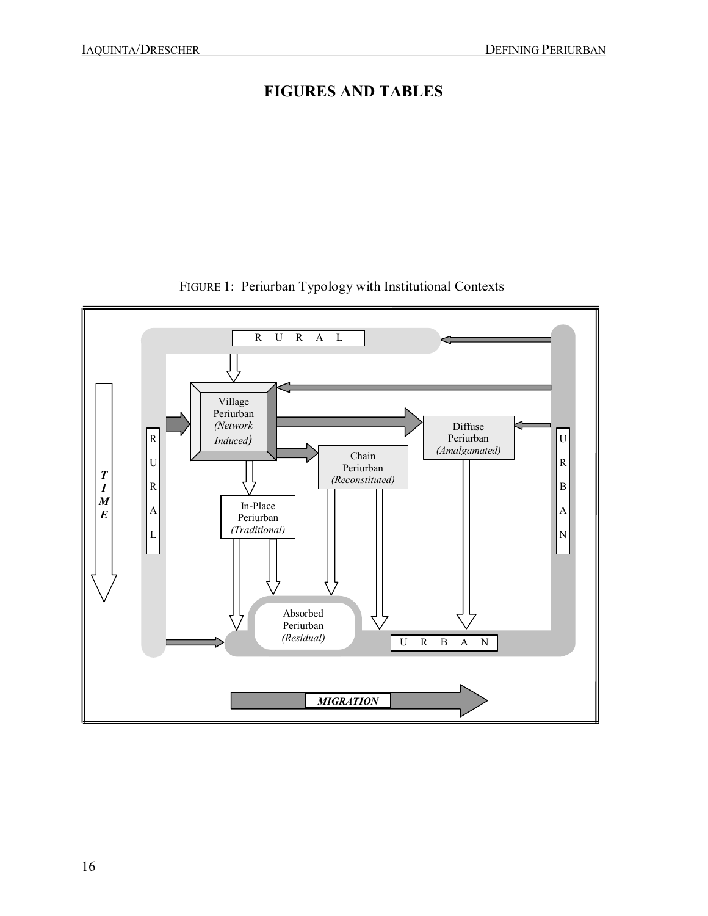# FIGURES AND TABLES

FIGURE 1: Periurban Typology with Institutional Contexts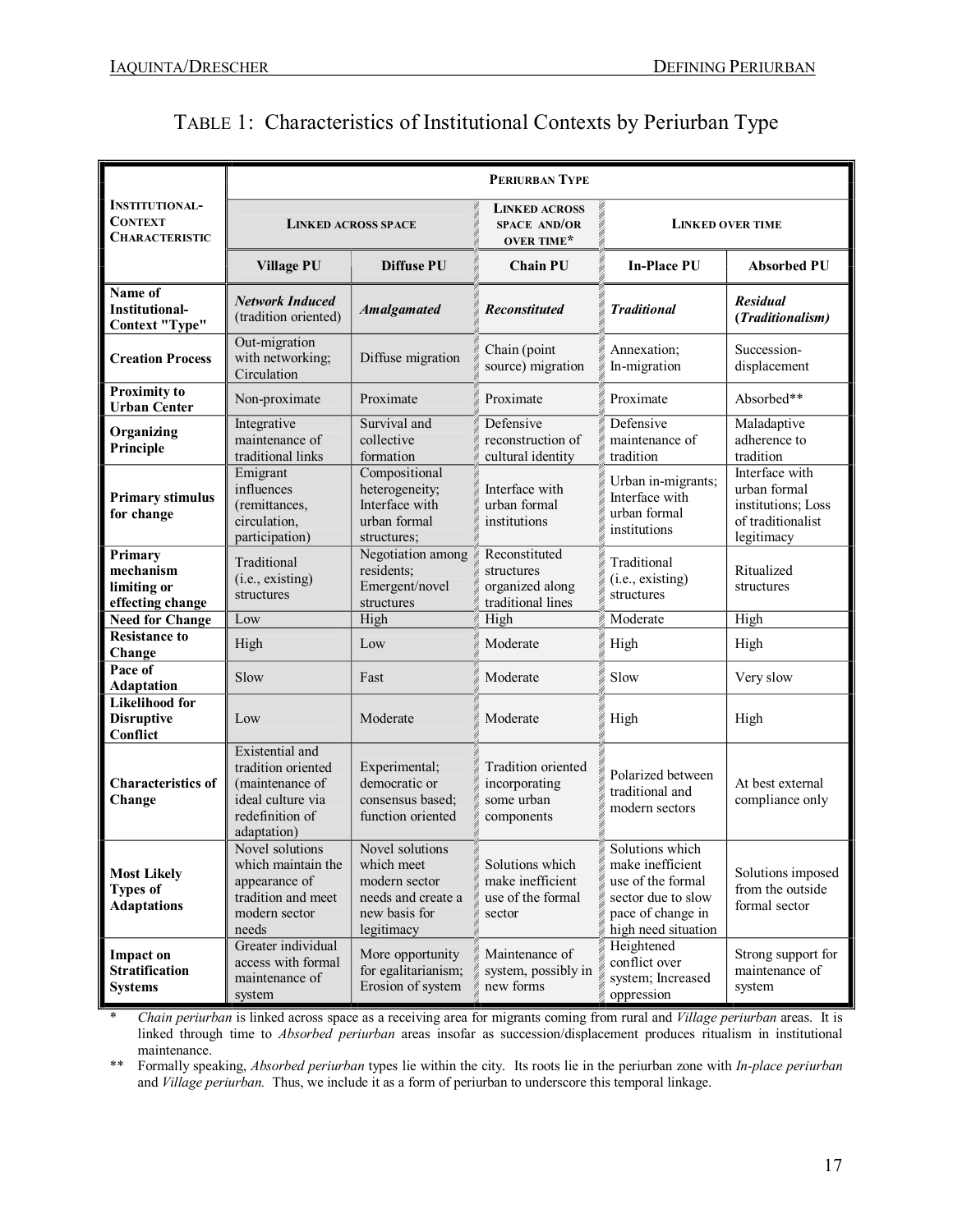# TABLE 1: Characteristics of Institutional Contexts by Periurban Type

| INSTITUTIONAL-CONTEXT CHARACTERISTIC | PERIURBAN TYPE | | | | |
|---|---|---|---|---|---|
| | LINKED ACROSS SPACE | | LINKED ACROSS SPACE AND/OR OVER TIME* | LINKED OVER TIME | |
| | **Village PU** | **Diffuse PU** | **Chain PU** | **In-Place PU** | **Absorbed PU** |
| **Name of Institutional-Context "Type"** | ***Network Induced*** (tradition oriented) | ***Amalgamated*** | ***Reconstituted*** | ***Traditional*** | ***Residual* (*Traditionalism*)** |
| **Creation Process** | Out-migration with networking; Circulation | Diffuse migration | Chain (point source) migration | Annexation; In-migration | Succession-displacement |
| **Proximity to Urban Center** | Non-proximate | Proximate | Proximate | Proximate | Absorbed** |
| **Organizing Principle** | Integrative maintenance of traditional links | Survival and collective formation | Defensive reconstruction of cultural identity | Defensive maintenance of tradition | Maladaptive adherence to tradition |
| **Primary stimulus for change** | Emigrant influences (remittances, circulation, participation) | Compositional heterogeneity; Interface with urban formal structures; | Interface with urban formal institutions | Urban in-migrants; Interface with urban formal institutions | Interface with urban formal institutions; Loss of traditionalist legitimacy |
| **Primary mechanism limiting or effecting change** | Traditional (i.e., existing) structures | Negotiation among residents; Emergent/novel structures | Reconstituted structures organized along traditional lines | Traditional (i.e., existing) structures | Ritualized structures |
| **Need for Change** | Low | High | High | Moderate | High |
| **Resistance to Change** | High | Low | Moderate | High | High |
| **Pace of Adaptation** | Slow | Fast | Moderate | Slow | Very slow |
| **Likelihood for Disruptive Conflict** | Low | Moderate | Moderate | High | High |
| **Characteristics of Change** | Existential and tradition oriented (maintenance of ideal culture via redefinition of adaptation) | Experimental; democratic or consensus based; function oriented | Tradition oriented incorporating some urban components | Polarized between traditional and modern sectors | At best external compliance only |
| **Most Likely Types of Adaptations** | Novel solutions which maintain the appearance of tradition and meet modern sector needs | Novel solutions which meet modern sector needs and create a new basis for legitimacy | Solutions which make inefficient use of the formal sector | Solutions which make inefficient use of the formal sector due to slow pace of change in high need situation | Solutions imposed from the outside formal sector |
| **Impact on Stratification Systems** | Greater individual access with formal maintenance of system | More opportunity for egalitarianism; Erosion of system | Maintenance of system, possibly in new forms | Heightened conflict over system; Increased oppression | Strong support for maintenance of system |

\* *Chain periurban* is linked across space as a receiving area for migrants coming from rural and *Village periurban* areas. It is linked through time to *Absorbed periurban* areas insofar as succession/displacement produces ritualism in institutional maintenance.

\*\* Formally speaking, *Absorbed periurban* types lie within the city. Its roots lie in the periurban zone with *In-place periurban* and *Village periurban.* Thus, we include it as a form of periurban to underscore this temporal linkage.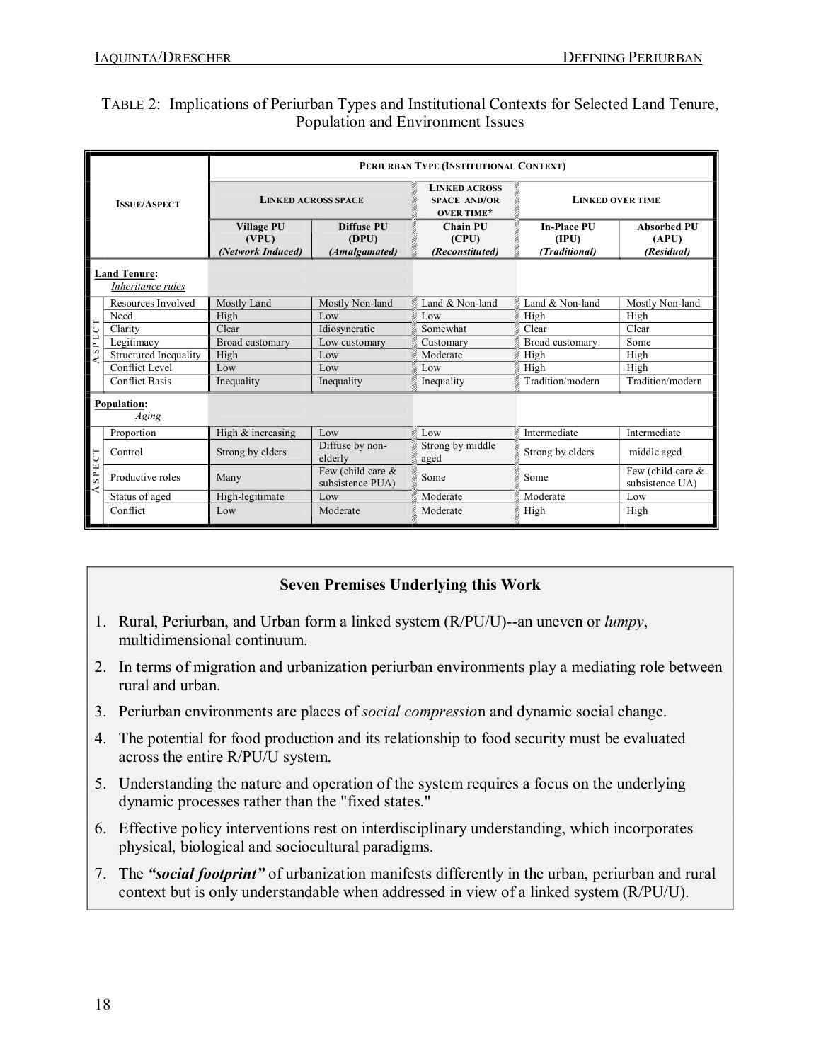TABLE 2: Implications of Periurban Types and Institutional Contexts for Selected Land Tenure, Population and Environment Issues

| ISSUE/ASPECT | | PERIURBAN TYPE (INSTITUTIONAL CONTEXT) | | | | |
|---|---|---|---|---|---|---|
| | | LINKED ACROSS SPACE | | LINKED ACROSS SPACE AND/OR OVER TIME* | LINKED OVER TIME | |
| | | **Village PU (VPU)** *(Network Induced)* | **Diffuse PU (DPU)** *(Amalgamated)* | **Chain PU (CPU)** *(Reconstituted)* | **In-Place PU (IPU)** *(Traditional)* | **Absorbed PU (APU)** *(Residual)* |
| **Land Tenure:** *Inheritance rules* | | | | | | |
| ASPECT | Resources Involved | Mostly Land | Mostly Non-land | Land & Non-land | Land & Non-land | Mostly Non-land |
| | Need | High | Low | Low | High | High |
| | Clarity | Clear | Idiosyncratic | Somewhat | Clear | Clear |
| | Legitimacy | Broad customary | Low customary | Customary | Broad customary | Some |
| | Structured Inequality | High | Low | Moderate | High | High |
| | Conflict Level | Low | Low | Low | High | High |
| | Conflict Basis | Inequality | Inequality | Inequality | Tradition/modern | Tradition/modern |
| **Population:** *Aging* | | | | | | |
| ASPECT | Proportion | High & increasing | Low | Low | Intermediate | Intermediate |
| | Control | Strong by elders | Diffuse by non-elderly | Strong by middle aged | Strong by elders | middle aged |
| | Productive roles | Many | Few (child care & subsistence PUA) | Some | Some | Few (child care & subsistence UA) |
| | Status of aged | High-legitimate | Low | Moderate | Moderate | Low |
| | Conflict | Low | Moderate | Moderate | High | High |

**Seven Premises Underlying this Work**

1. Rural, Periurban, and Urban form a linked system (R/PU/U)--an uneven or *lumpy*, multidimensional continuum.
2. In terms of migration and urbanization periurban environments play a mediating role between rural and urban.
3. Periurban environments are places of *social compressio*n and dynamic social change.
4. The potential for food production and its relationship to food security must be evaluated across the entire R/PU/U system.
5. Understanding the nature and operation of the system requires a focus on the underlying dynamic processes rather than the "fixed states."
6. Effective policy interventions rest on interdisciplinary understanding, which incorporates physical, biological and sociocultural paradigms.
7. The ***"social footprint"*** of urbanization manifests differently in the urban, periurban and rural context but is only understandable when addressed in view of a linked system (R/PU/U).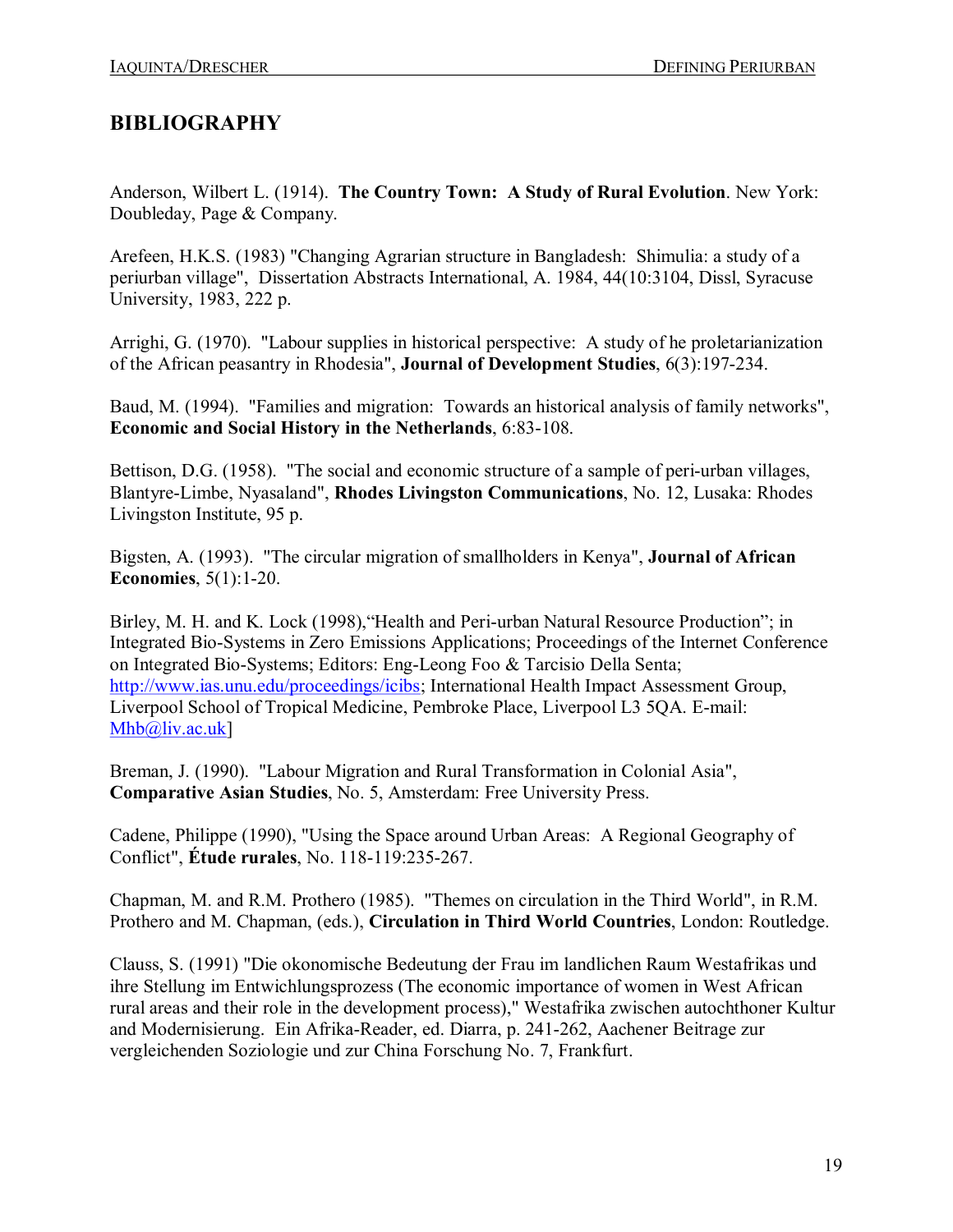## BIBLIOGRAPHY

Anderson, Wilbert L. (1914). **The Country Town: A Study of Rural Evolution**. New York: Doubleday, Page & Company.

Arefeen, H.K.S. (1983) "Changing Agrarian structure in Bangladesh: Shimulia: a study of a periurban village", Dissertation Abstracts International, A. 1984, 44(10:3104, Dissl, Syracuse University, 1983, 222 p.

Arrighi, G. (1970). "Labour supplies in historical perspective: A study of he proletarianization of the African peasantry in Rhodesia", **Journal of Development Studies**, 6(3):197-234.

Baud, M. (1994). "Families and migration: Towards an historical analysis of family networks", **Economic and Social History in the Netherlands**, 6:83-108.

Bettison, D.G. (1958). "The social and economic structure of a sample of peri-urban villages, Blantyre-Limbe, Nyasaland", **Rhodes Livingston Communications**, No. 12, Lusaka: Rhodes Livingston Institute, 95 p.

Bigsten, A. (1993). "The circular migration of smallholders in Kenya", **Journal of African Economies**, 5(1):1-20.

Birley, M. H. and K. Lock (1998),"Health and Peri-urban Natural Resource Production"; in Integrated Bio-Systems in Zero Emissions Applications; Proceedings of the Internet Conference on Integrated Bio-Systems; Editors: Eng-Leong Foo & Tarcisio Della Senta; http://www.ias.unu.edu/proceedings/icibs; International Health Impact Assessment Group, Liverpool School of Tropical Medicine, Pembroke Place, Liverpool L3 5QA. E-mail: Mhb@liv.ac.uk]

Breman, J. (1990). "Labour Migration and Rural Transformation in Colonial Asia", **Comparative Asian Studies**, No. 5, Amsterdam: Free University Press.

Cadene, Philippe (1990), "Using the Space around Urban Areas: A Regional Geography of Conflict", **Étude rurales**, No. 118-119:235-267.

Chapman, M. and R.M. Prothero (1985). "Themes on circulation in the Third World", in R.M. Prothero and M. Chapman, (eds.), **Circulation in Third World Countries**, London: Routledge.

Clauss, S. (1991) "Die okonomische Bedeutung der Frau im landlichen Raum Westafrikas und ihre Stellung im Entwichlungsprozess (The economic importance of women in West African rural areas and their role in the development process)," Westafrika zwischen autochthoner Kultur and Modernisierung. Ein Afrika-Reader, ed. Diarra, p. 241-262, Aachener Beitrage zur vergleichenden Soziologie und zur China Forschung No. 7, Frankfurt.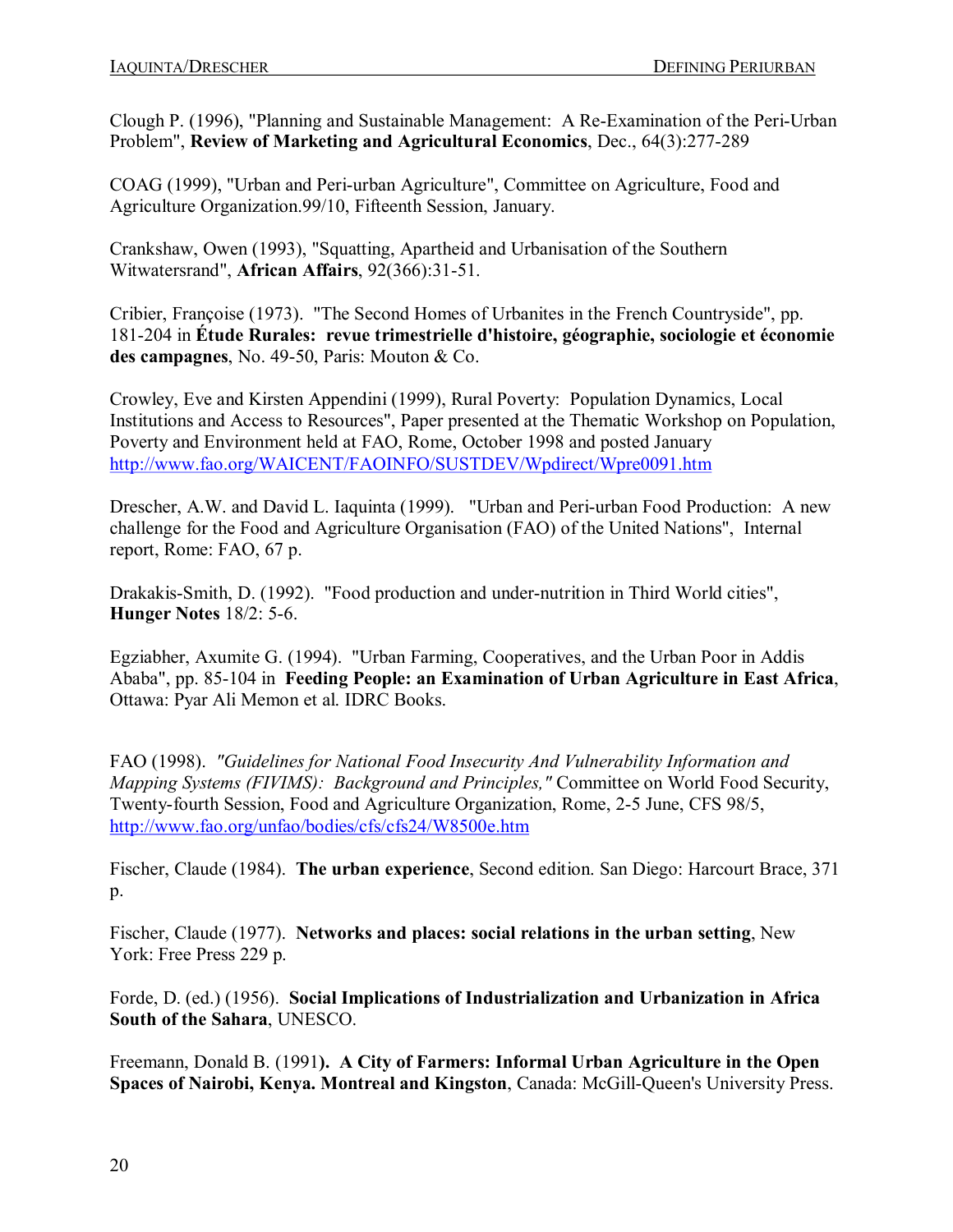Clough P. (1996), "Planning and Sustainable Management: A Re-Examination of the Peri-Urban Problem", **Review of Marketing and Agricultural Economics**, Dec., 64(3):277-289

COAG (1999), "Urban and Peri-urban Agriculture", Committee on Agriculture, Food and Agriculture Organization.99/10, Fifteenth Session, January.

Crankshaw, Owen (1993), "Squatting, Apartheid and Urbanisation of the Southern Witwatersrand", **African Affairs**, 92(366):31-51.

Cribier, Françoise (1973). "The Second Homes of Urbanites in the French Countryside", pp. 181-204 in **Étude Rurales: revue trimestrielle d'histoire, géographie, sociologie et économie des campagnes**, No. 49-50, Paris: Mouton & Co.

Crowley, Eve and Kirsten Appendini (1999), Rural Poverty: Population Dynamics, Local Institutions and Access to Resources", Paper presented at the Thematic Workshop on Population, Poverty and Environment held at FAO, Rome, October 1998 and posted January http://www.fao.org/WAICENT/FAOINFO/SUSTDEV/Wpdirect/Wpre0091.htm

Drescher, A.W. and David L. Iaquinta (1999). "Urban and Peri-urban Food Production: A new challenge for the Food and Agriculture Organisation (FAO) of the United Nations", Internal report, Rome: FAO, 67 p.

Drakakis-Smith, D. (1992). "Food production and under-nutrition in Third World cities", **Hunger Notes** 18/2: 5-6.

Egziabher, Axumite G. (1994). "Urban Farming, Cooperatives, and the Urban Poor in Addis Ababa", pp. 85-104 in **Feeding People: an Examination of Urban Agriculture in East Africa**, Ottawa: Pyar Ali Memon et al. IDRC Books.

FAO (1998). *"Guidelines for National Food Insecurity And Vulnerability Information and Mapping Systems (FIVIMS): Background and Principles,"* Committee on World Food Security, Twenty-fourth Session, Food and Agriculture Organization, Rome, 2-5 June, CFS 98/5, http://www.fao.org/unfao/bodies/cfs/cfs24/W8500e.htm

Fischer, Claude (1984). **The urban experience**, Second edition. San Diego: Harcourt Brace, 371 p.

Fischer, Claude (1977). **Networks and places: social relations in the urban setting**, New York: Free Press 229 p.

Forde, D. (ed.) (1956). **Social Implications of Industrialization and Urbanization in Africa South of the Sahara**, UNESCO.

Freemann, Donald B. (1991**). A City of Farmers: Informal Urban Agriculture in the Open Spaces of Nairobi, Kenya. Montreal and Kingston**, Canada: McGill-Queen's University Press.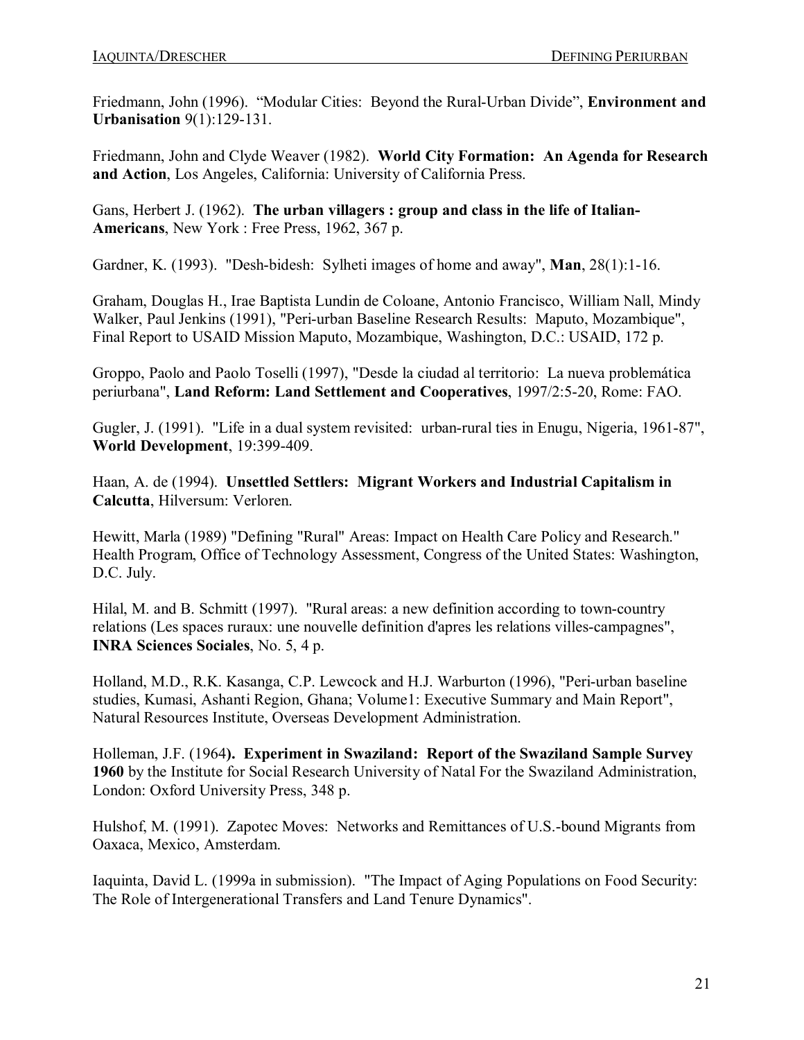Friedmann, John (1996). "Modular Cities: Beyond the Rural-Urban Divide", **Environment and Urbanisation** 9(1):129-131.

Friedmann, John and Clyde Weaver (1982). **World City Formation: An Agenda for Research and Action**, Los Angeles, California: University of California Press.

Gans, Herbert J. (1962). **The urban villagers : group and class in the life of Italian-Americans**, New York : Free Press, 1962, 367 p.

Gardner, K. (1993). "Desh-bidesh: Sylheti images of home and away", **Man**, 28(1):1-16.

Graham, Douglas H., Irae Baptista Lundin de Coloane, Antonio Francisco, William Nall, Mindy Walker, Paul Jenkins (1991), "Peri-urban Baseline Research Results: Maputo, Mozambique", Final Report to USAID Mission Maputo, Mozambique, Washington, D.C.: USAID, 172 p.

Groppo, Paolo and Paolo Toselli (1997), "Desde la ciudad al territorio: La nueva problemática periurbana", **Land Reform: Land Settlement and Cooperatives**, 1997/2:5-20, Rome: FAO.

Gugler, J. (1991). "Life in a dual system revisited: urban-rural ties in Enugu, Nigeria, 1961-87", **World Development**, 19:399-409.

Haan, A. de (1994). **Unsettled Settlers: Migrant Workers and Industrial Capitalism in Calcutta**, Hilversum: Verloren.

Hewitt, Marla (1989) "Defining "Rural" Areas: Impact on Health Care Policy and Research." Health Program, Office of Technology Assessment, Congress of the United States: Washington, D.C. July.

Hilal, M. and B. Schmitt (1997). "Rural areas: a new definition according to town-country relations (Les spaces ruraux: une nouvelle definition d'apres les relations villes-campagnes", **INRA Sciences Sociales**, No. 5, 4 p.

Holland, M.D., R.K. Kasanga, C.P. Lewcock and H.J. Warburton (1996), "Peri-urban baseline studies, Kumasi, Ashanti Region, Ghana; Volume1: Executive Summary and Main Report", Natural Resources Institute, Overseas Development Administration.

Holleman, J.F. (1964**). Experiment in Swaziland: Report of the Swaziland Sample Survey 1960** by the Institute for Social Research University of Natal For the Swaziland Administration, London: Oxford University Press, 348 p.

Hulshof, M. (1991). Zapotec Moves: Networks and Remittances of U.S.-bound Migrants from Oaxaca, Mexico, Amsterdam.

Iaquinta, David L. (1999a in submission). "The Impact of Aging Populations on Food Security: The Role of Intergenerational Transfers and Land Tenure Dynamics".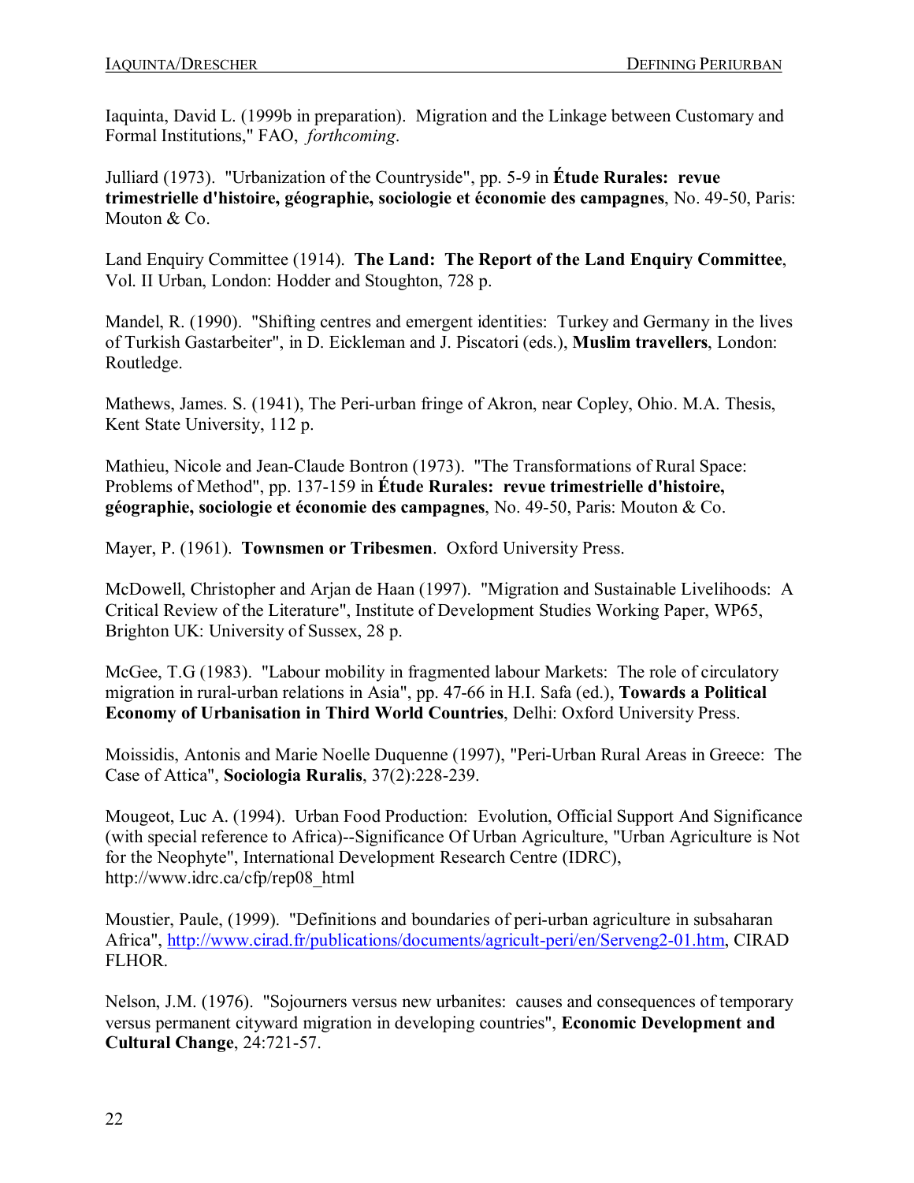Iaquinta, David L. (1999b in preparation). Migration and the Linkage between Customary and Formal Institutions," FAO, *forthcoming*.

Julliard (1973). "Urbanization of the Countryside", pp. 5-9 in **Étude Rurales: revue trimestrielle d'histoire, géographie, sociologie et économie des campagnes**, No. 49-50, Paris: Mouton & Co.

Land Enquiry Committee (1914). **The Land: The Report of the Land Enquiry Committee**, Vol. II Urban, London: Hodder and Stoughton, 728 p.

Mandel, R. (1990). "Shifting centres and emergent identities: Turkey and Germany in the lives of Turkish Gastarbeiter", in D. Eickleman and J. Piscatori (eds.), **Muslim travellers**, London: Routledge.

Mathews, James. S. (1941), The Peri-urban fringe of Akron, near Copley, Ohio. M.A. Thesis, Kent State University, 112 p.

Mathieu, Nicole and Jean-Claude Bontron (1973). "The Transformations of Rural Space: Problems of Method", pp. 137-159 in **Étude Rurales: revue trimestrielle d'histoire, géographie, sociologie et économie des campagnes**, No. 49-50, Paris: Mouton & Co.

Mayer, P. (1961). **Townsmen or Tribesmen**. Oxford University Press.

McDowell, Christopher and Arjan de Haan (1997). "Migration and Sustainable Livelihoods: A Critical Review of the Literature", Institute of Development Studies Working Paper, WP65, Brighton UK: University of Sussex, 28 p.

McGee, T.G (1983). "Labour mobility in fragmented labour Markets: The role of circulatory migration in rural-urban relations in Asia", pp. 47-66 in H.I. Safa (ed.), **Towards a Political Economy of Urbanisation in Third World Countries**, Delhi: Oxford University Press.

Moissidis, Antonis and Marie Noelle Duquenne (1997), "Peri-Urban Rural Areas in Greece: The Case of Attica", **Sociologia Ruralis**, 37(2):228-239.

Mougeot, Luc A. (1994). Urban Food Production: Evolution, Official Support And Significance (with special reference to Africa)--Significance Of Urban Agriculture, "Urban Agriculture is Not for the Neophyte", International Development Research Centre (IDRC), http://www.idrc.ca/cfp/rep08_html

Moustier, Paule, (1999). "Definitions and boundaries of peri-urban agriculture in subsaharan Africa", http://www.cirad.fr/publications/documents/agricult-peri/en/Serveng2-01.htm, CIRAD FLHOR.

Nelson, J.M. (1976). "Sojourners versus new urbanites: causes and consequences of temporary versus permanent cityward migration in developing countries", **Economic Development and Cultural Change**, 24:721-57.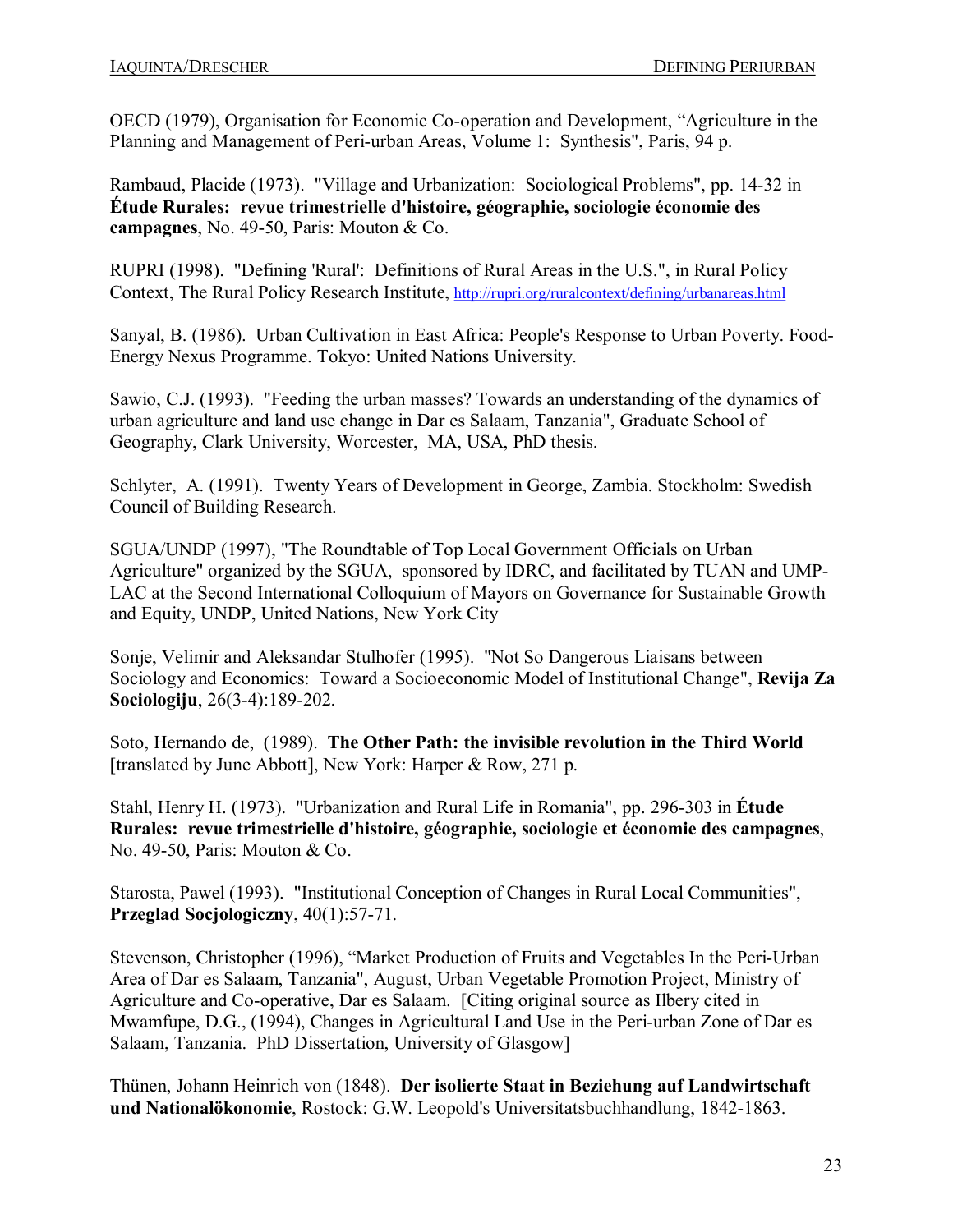OECD (1979), Organisation for Economic Co-operation and Development, “Agriculture in the Planning and Management of Peri-urban Areas, Volume 1: Synthesis", Paris, 94 p.

Rambaud, Placide (1973). "Village and Urbanization: Sociological Problems", pp. 14-32 in **Étude Rurales: revue trimestrielle d'histoire, géographie, sociologie économie des campagnes**, No. 49-50, Paris: Mouton & Co.

RUPRI (1998). "Defining 'Rural': Definitions of Rural Areas in the U.S.", in Rural Policy Context, The Rural Policy Research Institute, http://rupri.org/ruralcontext/defining/urbanareas.html

Sanyal, B. (1986). Urban Cultivation in East Africa: People's Response to Urban Poverty. Food-Energy Nexus Programme. Tokyo: United Nations University.

Sawio, C.J. (1993). "Feeding the urban masses? Towards an understanding of the dynamics of urban agriculture and land use change in Dar es Salaam, Tanzania", Graduate School of Geography, Clark University, Worcester, MA, USA, PhD thesis.

Schlyter, A. (1991). Twenty Years of Development in George, Zambia. Stockholm: Swedish Council of Building Research.

SGUA/UNDP (1997), "The Roundtable of Top Local Government Officials on Urban Agriculture" organized by the SGUA, sponsored by IDRC, and facilitated by TUAN and UMP-LAC at the Second International Colloquium of Mayors on Governance for Sustainable Growth and Equity, UNDP, United Nations, New York City

Sonje, Velimir and Aleksandar Stulhofer (1995). "Not So Dangerous Liaisans between Sociology and Economics: Toward a Socioeconomic Model of Institutional Change", **Revija Za Sociologiju**, 26(3-4):189-202.

Soto, Hernando de, (1989). **The Other Path: the invisible revolution in the Third World** [translated by June Abbott], New York: Harper & Row, 271 p.

Stahl, Henry H. (1973). "Urbanization and Rural Life in Romania", pp. 296-303 in **Étude Rurales: revue trimestrielle d'histoire, géographie, sociologie et économie des campagnes**, No. 49-50, Paris: Mouton & Co.

Starosta, Pawel (1993). "Institutional Conception of Changes in Rural Local Communities", **Przeglad Socjologiczny**, 40(1):57-71.

Stevenson, Christopher (1996), “Market Production of Fruits and Vegetables In the Peri-Urban Area of Dar es Salaam, Tanzania", August, Urban Vegetable Promotion Project, Ministry of Agriculture and Co-operative, Dar es Salaam. [Citing original source as Ilbery cited in Mwamfupe, D.G., (1994), Changes in Agricultural Land Use in the Peri-urban Zone of Dar es Salaam, Tanzania. PhD Dissertation, University of Glasgow]

Thünen, Johann Heinrich von (1848). **Der isolierte Staat in Beziehung auf Landwirtschaft und Nationalökonomie**, Rostock: G.W. Leopold's Universitatsbuchhandlung, 1842-1863.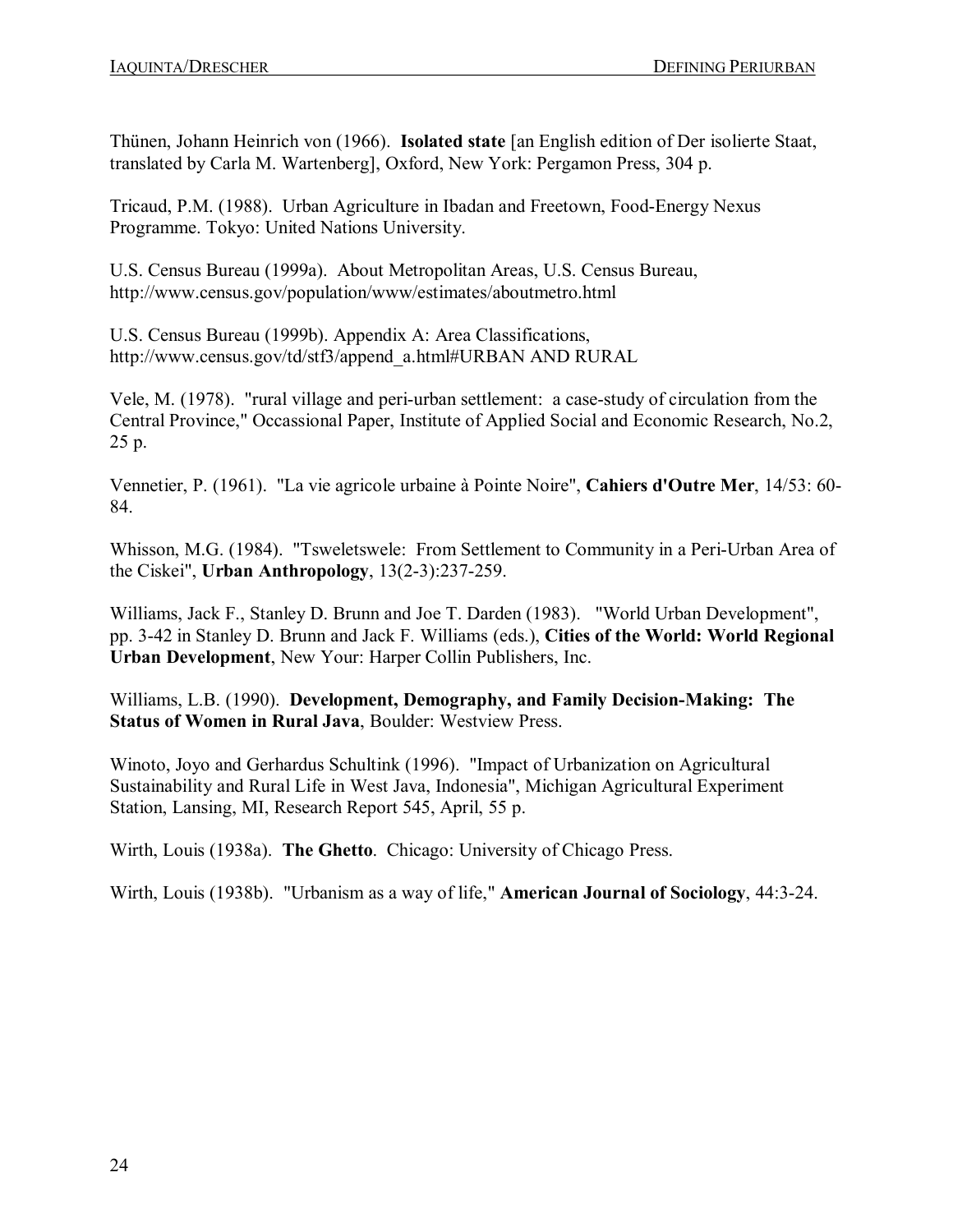Thünen, Johann Heinrich von (1966). **Isolated state** [an English edition of Der isolierte Staat, translated by Carla M. Wartenberg], Oxford, New York: Pergamon Press, 304 p.

Tricaud, P.M. (1988). Urban Agriculture in Ibadan and Freetown, Food-Energy Nexus Programme. Tokyo: United Nations University.

U.S. Census Bureau (1999a). About Metropolitan Areas, U.S. Census Bureau, http://www.census.gov/population/www/estimates/aboutmetro.html

U.S. Census Bureau (1999b). Appendix A: Area Classifications, http://www.census.gov/td/stf3/append_a.html#URBAN AND RURAL

Vele, M. (1978). "rural village and peri-urban settlement: a case-study of circulation from the Central Province," Occassional Paper, Institute of Applied Social and Economic Research, No.2, 25 p.

Vennetier, P. (1961). "La vie agricole urbaine à Pointe Noire", **Cahiers d'Outre Mer**, 14/53: 60-84.

Whisson, M.G. (1984). "Tsweletswele: From Settlement to Community in a Peri-Urban Area of the Ciskei", **Urban Anthropology**, 13(2-3):237-259.

Williams, Jack F., Stanley D. Brunn and Joe T. Darden (1983). "World Urban Development", pp. 3-42 in Stanley D. Brunn and Jack F. Williams (eds.), **Cities of the World: World Regional Urban Development**, New Your: Harper Collin Publishers, Inc.

Williams, L.B. (1990). **Development, Demography, and Family Decision-Making: The Status of Women in Rural Java**, Boulder: Westview Press.

Winoto, Joyo and Gerhardus Schultink (1996). "Impact of Urbanization on Agricultural Sustainability and Rural Life in West Java, Indonesia", Michigan Agricultural Experiment Station, Lansing, MI, Research Report 545, April, 55 p.

Wirth, Louis (1938a). **The Ghetto**. Chicago: University of Chicago Press.

Wirth, Louis (1938b). "Urbanism as a way of life," **American Journal of Sociology**, 44:3-24.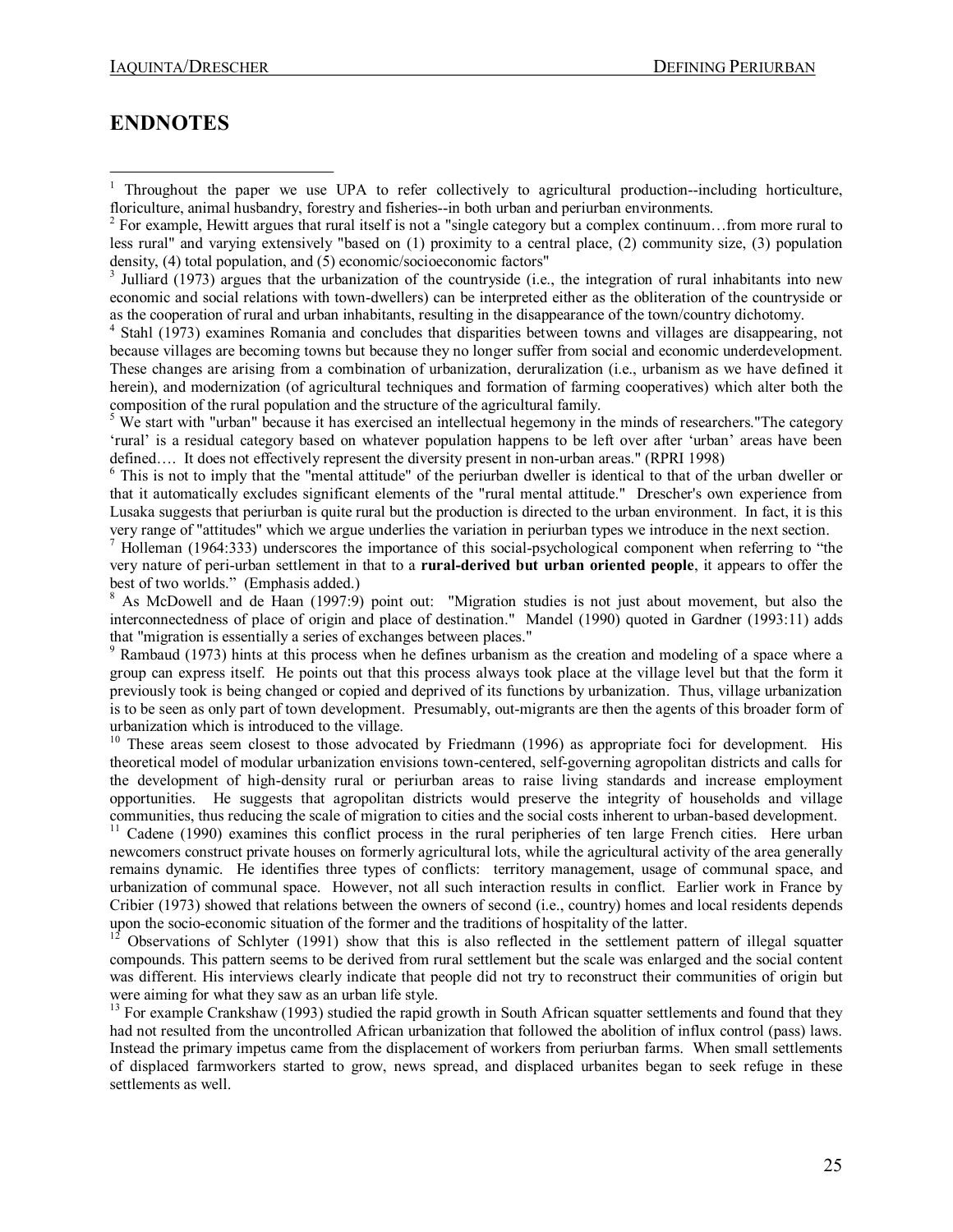## ENDNOTES

[1] Throughout the paper we use UPA to refer collectively to agricultural production--including horticulture, floriculture, animal husbandry, forestry and fisheries--in both urban and periurban environments.

[2] For example, Hewitt argues that rural itself is not a "single category but a complex continuum…from more rural to less rural" and varying extensively "based on (1) proximity to a central place, (2) community size, (3) population density, (4) total population, and (5) economic/socioeconomic factors"

[3] Julliard (1973) argues that the urbanization of the countryside (i.e., the integration of rural inhabitants into new economic and social relations with town-dwellers) can be interpreted either as the obliteration of the countryside or as the cooperation of rural and urban inhabitants, resulting in the disappearance of the town/country dichotomy.

[4] Stahl (1973) examines Romania and concludes that disparities between towns and villages are disappearing, not because villages are becoming towns but because they no longer suffer from social and economic underdevelopment. These changes are arising from a combination of urbanization, deruralization (i.e., urbanism as we have defined it herein), and modernization (of agricultural techniques and formation of farming cooperatives) which alter both the composition of the rural population and the structure of the agricultural family.

[5] We start with "urban" because it has exercised an intellectual hegemony in the minds of researchers."The category 'rural' is a residual category based on whatever population happens to be left over after 'urban' areas have been defined…. It does not effectively represent the diversity present in non-urban areas." (RPRI 1998)

[6] This is not to imply that the "mental attitude" of the periurban dweller is identical to that of the urban dweller or that it automatically excludes significant elements of the "rural mental attitude." Drescher's own experience from Lusaka suggests that periurban is quite rural but the production is directed to the urban environment. In fact, it is this very range of "attitudes" which we argue underlies the variation in periurban types we introduce in the next section.

[7] Holleman (1964:333) underscores the importance of this social-psychological component when referring to "the very nature of peri-urban settlement in that to a **rural-derived but urban oriented people**, it appears to offer the best of two worlds." (Emphasis added.)

[8] As McDowell and de Haan (1997:9) point out: "Migration studies is not just about movement, but also the interconnectedness of place of origin and place of destination." Mandel (1990) quoted in Gardner (1993:11) adds that "migration is essentially a series of exchanges between places."

[9] Rambaud (1973) hints at this process when he defines urbanism as the creation and modeling of a space where a group can express itself. He points out that this process always took place at the village level but that the form it previously took is being changed or copied and deprived of its functions by urbanization. Thus, village urbanization is to be seen as only part of town development. Presumably, out-migrants are then the agents of this broader form of urbanization which is introduced to the village.

[10] These areas seem closest to those advocated by Friedmann (1996) as appropriate foci for development. His theoretical model of modular urbanization envisions town-centered, self-governing agropolitan districts and calls for the development of high-density rural or periurban areas to raise living standards and increase employment opportunities. He suggests that agropolitan districts would preserve the integrity of households and village communities, thus reducing the scale of migration to cities and the social costs inherent to urban-based development.

[11] Cadene (1990) examines this conflict process in the rural peripheries of ten large French cities. Here urban newcomers construct private houses on formerly agricultural lots, while the agricultural activity of the area generally remains dynamic. He identifies three types of conflicts: territory management, usage of communal space, and urbanization of communal space. However, not all such interaction results in conflict. Earlier work in France by Cribier (1973) showed that relations between the owners of second (i.e., country) homes and local residents depends upon the socio-economic situation of the former and the traditions of hospitality of the latter.

[12] Observations of Schlyter (1991) show that this is also reflected in the settlement pattern of illegal squatter compounds. This pattern seems to be derived from rural settlement but the scale was enlarged and the social content was different. His interviews clearly indicate that people did not try to reconstruct their communities of origin but were aiming for what they saw as an urban life style.

[13] For example Crankshaw (1993) studied the rapid growth in South African squatter settlements and found that they had not resulted from the uncontrolled African urbanization that followed the abolition of influx control (pass) laws. Instead the primary impetus came from the displacement of workers from periurban farms. When small settlements of displaced farmworkers started to grow, news spread, and displaced urbanites began to seek refuge in these settlements as well.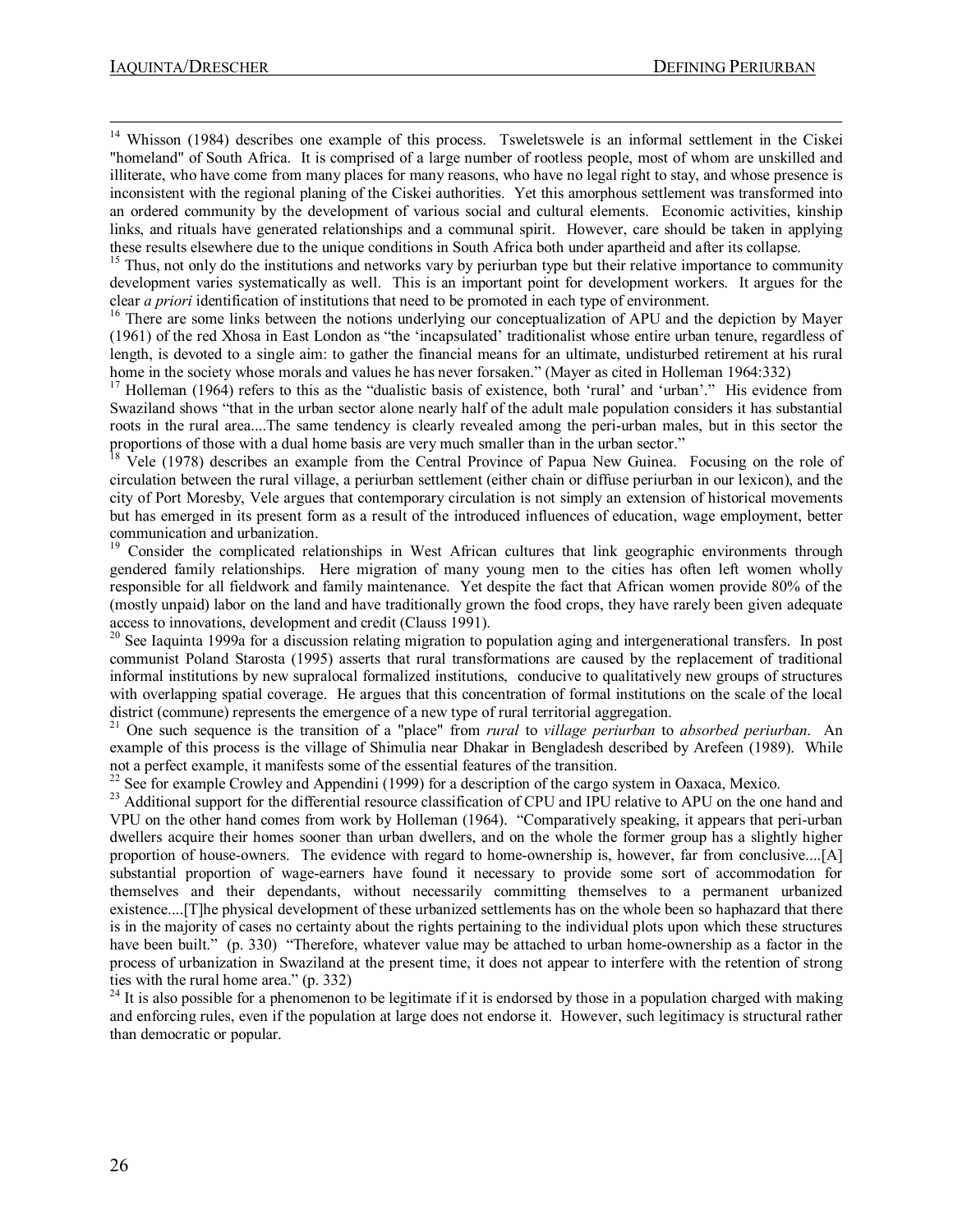[14] Whisson (1984) describes one example of this process. Tsweletswele is an informal settlement in the Ciskei "homeland" of South Africa. It is comprised of a large number of rootless people, most of whom are unskilled and illiterate, who have come from many places for many reasons, who have no legal right to stay, and whose presence is inconsistent with the regional planing of the Ciskei authorities. Yet this amorphous settlement was transformed into an ordered community by the development of various social and cultural elements. Economic activities, kinship links, and rituals have generated relationships and a communal spirit. However, care should be taken in applying these results elsewhere due to the unique conditions in South Africa both under apartheid and after its collapse.

[15] Thus, not only do the institutions and networks vary by periurban type but their relative importance to community development varies systematically as well. This is an important point for development workers. It argues for the clear *a priori* identification of institutions that need to be promoted in each type of environment.

[16] There are some links between the notions underlying our conceptualization of APU and the depiction by Mayer (1961) of the red Xhosa in East London as "the 'incapsulated' traditionalist whose entire urban tenure, regardless of length, is devoted to a single aim: to gather the financial means for an ultimate, undisturbed retirement at his rural home in the society whose morals and values he has never forsaken." (Mayer as cited in Holleman 1964:332)

[17] Holleman (1964) refers to this as the "dualistic basis of existence, both 'rural' and 'urban'." His evidence from Swaziland shows "that in the urban sector alone nearly half of the adult male population considers it has substantial roots in the rural area....The same tendency is clearly revealed among the peri-urban males, but in this sector the proportions of those with a dual home basis are very much smaller than in the urban sector."

[18] Vele (1978) describes an example from the Central Province of Papua New Guinea. Focusing on the role of circulation between the rural village, a periurban settlement (either chain or diffuse periurban in our lexicon), and the city of Port Moresby, Vele argues that contemporary circulation is not simply an extension of historical movements but has emerged in its present form as a result of the introduced influences of education, wage employment, better communication and urbanization.

[19] Consider the complicated relationships in West African cultures that link geographic environments through gendered family relationships. Here migration of many young men to the cities has often left women wholly responsible for all fieldwork and family maintenance. Yet despite the fact that African women provide 80% of the (mostly unpaid) labor on the land and have traditionally grown the food crops, they have rarely been given adequate access to innovations, development and credit (Clauss 1991).

[20] See Iaquinta 1999a for a discussion relating migration to population aging and intergenerational transfers. In post communist Poland Starosta (1995) asserts that rural transformations are caused by the replacement of traditional informal institutions by new supralocal formalized institutions, conducive to qualitatively new groups of structures with overlapping spatial coverage. He argues that this concentration of formal institutions on the scale of the local district (commune) represents the emergence of a new type of rural territorial aggregation.

[21] One such sequence is the transition of a "place" from *rural* to *village periurban* to *absorbed periurban*. An example of this process is the village of Shimulia near Dhakar in Bengladesh described by Arefeen (1989). While not a perfect example, it manifests some of the essential features of the transition.

[22] See for example Crowley and Appendini (1999) for a description of the cargo system in Oaxaca, Mexico.

[23] Additional support for the differential resource classification of CPU and IPU relative to APU on the one hand and VPU on the other hand comes from work by Holleman (1964). "Comparatively speaking, it appears that peri-urban dwellers acquire their homes sooner than urban dwellers, and on the whole the former group has a slightly higher proportion of house-owners. The evidence with regard to home-ownership is, however, far from conclusive....[A] substantial proportion of wage-earners have found it necessary to provide some sort of accommodation for themselves and their dependants, without necessarily committing themselves to a permanent urbanized existence....[T]he physical development of these urbanized settlements has on the whole been so haphazard that there is in the majority of cases no certainty about the rights pertaining to the individual plots upon which these structures have been built." (p. 330) "Therefore, whatever value may be attached to urban home-ownership as a factor in the process of urbanization in Swaziland at the present time, it does not appear to interfere with the retention of strong ties with the rural home area." (p. 332)

[24] It is also possible for a phenomenon to be legitimate if it is endorsed by those in a population charged with making and enforcing rules, even if the population at large does not endorse it. However, such legitimacy is structural rather than democratic or popular.